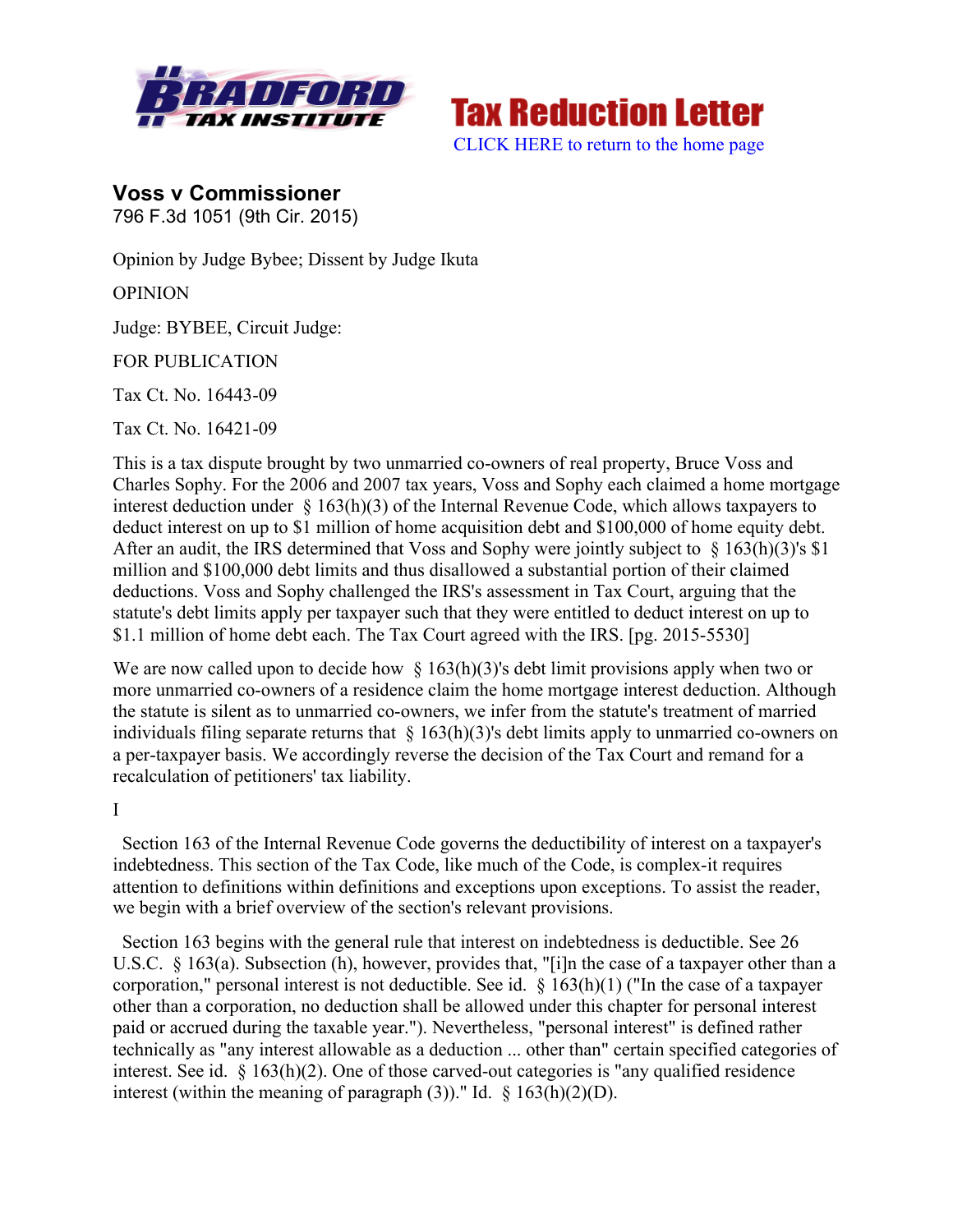Bradford Tax Institute — Tax Reduction Letter

CLICK HERE to return to the home page

## Voss v Commissioner

796 F.3d 1051 (9th Cir. 2015)

Opinion by Judge Bybee; Dissent by Judge Ikuta

OPINION

Judge: BYBEE, Circuit Judge:

FOR PUBLICATION

Tax Ct. No. 16443-09

Tax Ct. No. 16421-09

This is a tax dispute brought by two unmarried co-owners of real property, Bruce Voss and Charles Sophy. For the 2006 and 2007 tax years, Voss and Sophy each claimed a home mortgage interest deduction under § 163(h)(3) of the Internal Revenue Code, which allows taxpayers to deduct interest on up to $1 million of home acquisition debt and $100,000 of home equity debt. After an audit, the IRS determined that Voss and Sophy were jointly subject to § 163(h)(3)'s $1 million and $100,000 debt limits and thus disallowed a substantial portion of their claimed deductions. Voss and Sophy challenged the IRS's assessment in Tax Court, arguing that the statute's debt limits apply per taxpayer such that they were entitled to deduct interest on up to $1.1 million of home debt each. The Tax Court agreed with the IRS. [pg. 2015-5530]

We are now called upon to decide how § 163(h)(3)'s debt limit provisions apply when two or more unmarried co-owners of a residence claim the home mortgage interest deduction. Although the statute is silent as to unmarried co-owners, we infer from the statute's treatment of married individuals filing separate returns that § 163(h)(3)'s debt limits apply to unmarried co-owners on a per-taxpayer basis. We accordingly reverse the decision of the Tax Court and remand for a recalculation of petitioners' tax liability.

I

Section 163 of the Internal Revenue Code governs the deductibility of interest on a taxpayer's indebtedness. This section of the Tax Code, like much of the Code, is complex-it requires attention to definitions within definitions and exceptions upon exceptions. To assist the reader, we begin with a brief overview of the section's relevant provisions.

Section 163 begins with the general rule that interest on indebtedness is deductible. See 26 U.S.C. § 163(a). Subsection (h), however, provides that, "[i]n the case of a taxpayer other than a corporation," personal interest is not deductible. See id. § 163(h)(1) ("In the case of a taxpayer other than a corporation, no deduction shall be allowed under this chapter for personal interest paid or accrued during the taxable year."). Nevertheless, "personal interest" is defined rather technically as "any interest allowable as a deduction ... other than" certain specified categories of interest. See id. § 163(h)(2). One of those carved-out categories is "any qualified residence interest (within the meaning of paragraph (3))." Id. § 163(h)(2)(D).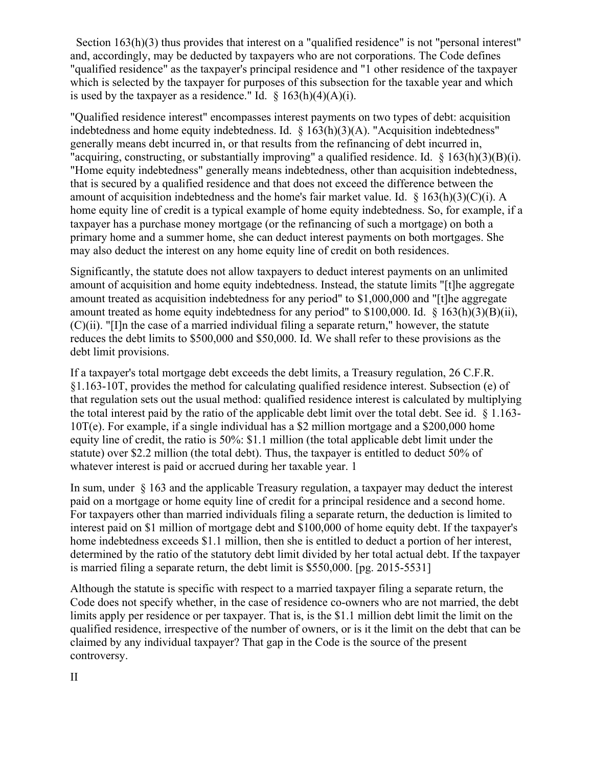Section 163(h)(3) thus provides that interest on a "qualified residence" is not "personal interest" and, accordingly, may be deducted by taxpayers who are not corporations. The Code defines "qualified residence" as the taxpayer's principal residence and "1 other residence of the taxpayer which is selected by the taxpayer for purposes of this subsection for the taxable year and which is used by the taxpayer as a residence." Id. § 163(h)(4)(A)(i).

"Qualified residence interest" encompasses interest payments on two types of debt: acquisition indebtedness and home equity indebtedness. Id. § 163(h)(3)(A). "Acquisition indebtedness" generally means debt incurred in, or that results from the refinancing of debt incurred in, "acquiring, constructing, or substantially improving" a qualified residence. Id. § 163(h)(3)(B)(i). "Home equity indebtedness" generally means indebtedness, other than acquisition indebtedness, that is secured by a qualified residence and that does not exceed the difference between the amount of acquisition indebtedness and the home's fair market value. Id. § 163(h)(3)(C)(i). A home equity line of credit is a typical example of home equity indebtedness. So, for example, if a taxpayer has a purchase money mortgage (or the refinancing of such a mortgage) on both a primary home and a summer home, she can deduct interest payments on both mortgages. She may also deduct the interest on any home equity line of credit on both residences.

Significantly, the statute does not allow taxpayers to deduct interest payments on an unlimited amount of acquisition and home equity indebtedness. Instead, the statute limits "[t]he aggregate amount treated as acquisition indebtedness for any period" to $1,000,000 and "[t]he aggregate amount treated as home equity indebtedness for any period" to $100,000. Id. § 163(h)(3)(B)(ii), (C)(ii). "[I]n the case of a married individual filing a separate return," however, the statute reduces the debt limits to $500,000 and $50,000. Id. We shall refer to these provisions as the debt limit provisions.

If a taxpayer's total mortgage debt exceeds the debt limits, a Treasury regulation, 26 C.F.R. §1.163-10T, provides the method for calculating qualified residence interest. Subsection (e) of that regulation sets out the usual method: qualified residence interest is calculated by multiplying the total interest paid by the ratio of the applicable debt limit over the total debt. See id. § 1.163-10T(e). For example, if a single individual has a $2 million mortgage and a $200,000 home equity line of credit, the ratio is 50%: $1.1 million (the total applicable debt limit under the statute) over $2.2 million (the total debt). Thus, the taxpayer is entitled to deduct 50% of whatever interest is paid or accrued during her taxable year. 1

In sum, under § 163 and the applicable Treasury regulation, a taxpayer may deduct the interest paid on a mortgage or home equity line of credit for a principal residence and a second home. For taxpayers other than married individuals filing a separate return, the deduction is limited to interest paid on $1 million of mortgage debt and $100,000 of home equity debt. If the taxpayer's home indebtedness exceeds $1.1 million, then she is entitled to deduct a portion of her interest, determined by the ratio of the statutory debt limit divided by her total actual debt. If the taxpayer is married filing a separate return, the debt limit is $550,000. [pg. 2015-5531]

Although the statute is specific with respect to a married taxpayer filing a separate return, the Code does not specify whether, in the case of residence co-owners who are not married, the debt limits apply per residence or per taxpayer. That is, is the $1.1 million debt limit the limit on the qualified residence, irrespective of the number of owners, or is it the limit on the debt that can be claimed by any individual taxpayer? That gap in the Code is the source of the present controversy.

II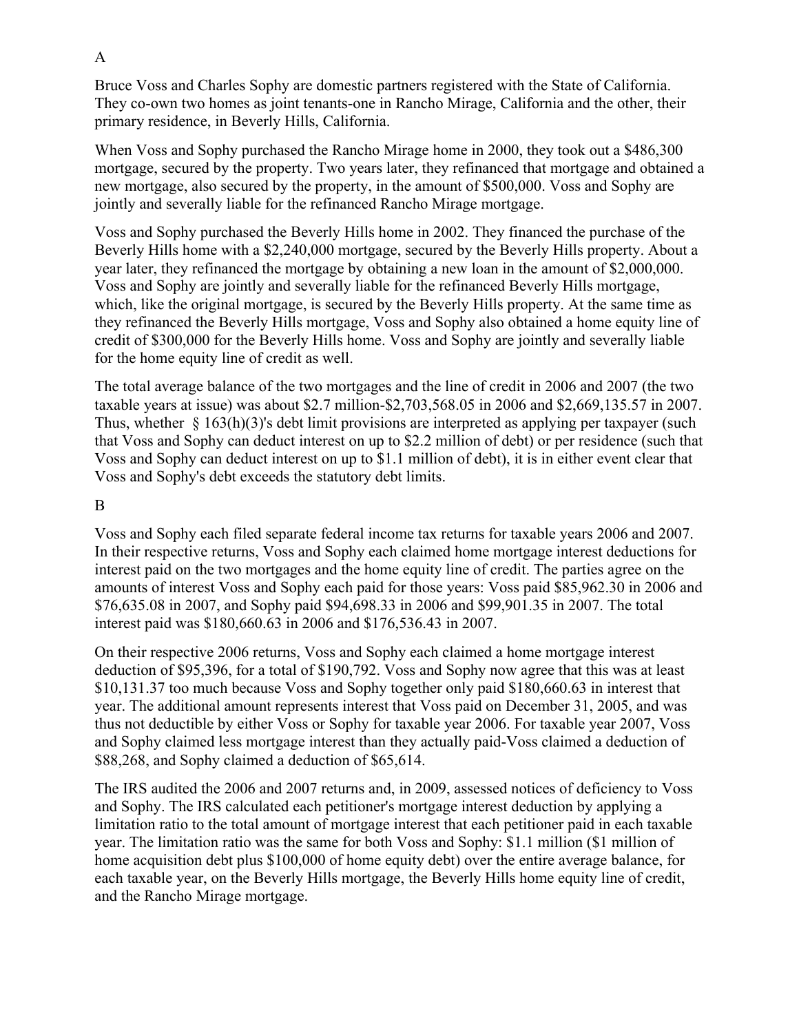A

Bruce Voss and Charles Sophy are domestic partners registered with the State of California. They co-own two homes as joint tenants-one in Rancho Mirage, California and the other, their primary residence, in Beverly Hills, California.

When Voss and Sophy purchased the Rancho Mirage home in 2000, they took out a $486,300 mortgage, secured by the property. Two years later, they refinanced that mortgage and obtained a new mortgage, also secured by the property, in the amount of $500,000. Voss and Sophy are jointly and severally liable for the refinanced Rancho Mirage mortgage.

Voss and Sophy purchased the Beverly Hills home in 2002. They financed the purchase of the Beverly Hills home with a $2,240,000 mortgage, secured by the Beverly Hills property. About a year later, they refinanced the mortgage by obtaining a new loan in the amount of $2,000,000. Voss and Sophy are jointly and severally liable for the refinanced Beverly Hills mortgage, which, like the original mortgage, is secured by the Beverly Hills property. At the same time as they refinanced the Beverly Hills mortgage, Voss and Sophy also obtained a home equity line of credit of $300,000 for the Beverly Hills home. Voss and Sophy are jointly and severally liable for the home equity line of credit as well.

The total average balance of the two mortgages and the line of credit in 2006 and 2007 (the two taxable years at issue) was about $2.7 million-$2,703,568.05 in 2006 and $2,669,135.57 in 2007. Thus, whether § 163(h)(3)'s debt limit provisions are interpreted as applying per taxpayer (such that Voss and Sophy can deduct interest on up to $2.2 million of debt) or per residence (such that Voss and Sophy can deduct interest on up to $1.1 million of debt), it is in either event clear that Voss and Sophy's debt exceeds the statutory debt limits.

B

Voss and Sophy each filed separate federal income tax returns for taxable years 2006 and 2007. In their respective returns, Voss and Sophy each claimed home mortgage interest deductions for interest paid on the two mortgages and the home equity line of credit. The parties agree on the amounts of interest Voss and Sophy each paid for those years: Voss paid $85,962.30 in 2006 and $76,635.08 in 2007, and Sophy paid $94,698.33 in 2006 and $99,901.35 in 2007. The total interest paid was $180,660.63 in 2006 and $176,536.43 in 2007.

On their respective 2006 returns, Voss and Sophy each claimed a home mortgage interest deduction of $95,396, for a total of $190,792. Voss and Sophy now agree that this was at least $10,131.37 too much because Voss and Sophy together only paid $180,660.63 in interest that year. The additional amount represents interest that Voss paid on December 31, 2005, and was thus not deductible by either Voss or Sophy for taxable year 2006. For taxable year 2007, Voss and Sophy claimed less mortgage interest than they actually paid-Voss claimed a deduction of $88,268, and Sophy claimed a deduction of $65,614.

The IRS audited the 2006 and 2007 returns and, in 2009, assessed notices of deficiency to Voss and Sophy. The IRS calculated each petitioner's mortgage interest deduction by applying a limitation ratio to the total amount of mortgage interest that each petitioner paid in each taxable year. The limitation ratio was the same for both Voss and Sophy: $1.1 million ($1 million of home acquisition debt plus $100,000 of home equity debt) over the entire average balance, for each taxable year, on the Beverly Hills mortgage, the Beverly Hills home equity line of credit, and the Rancho Mirage mortgage.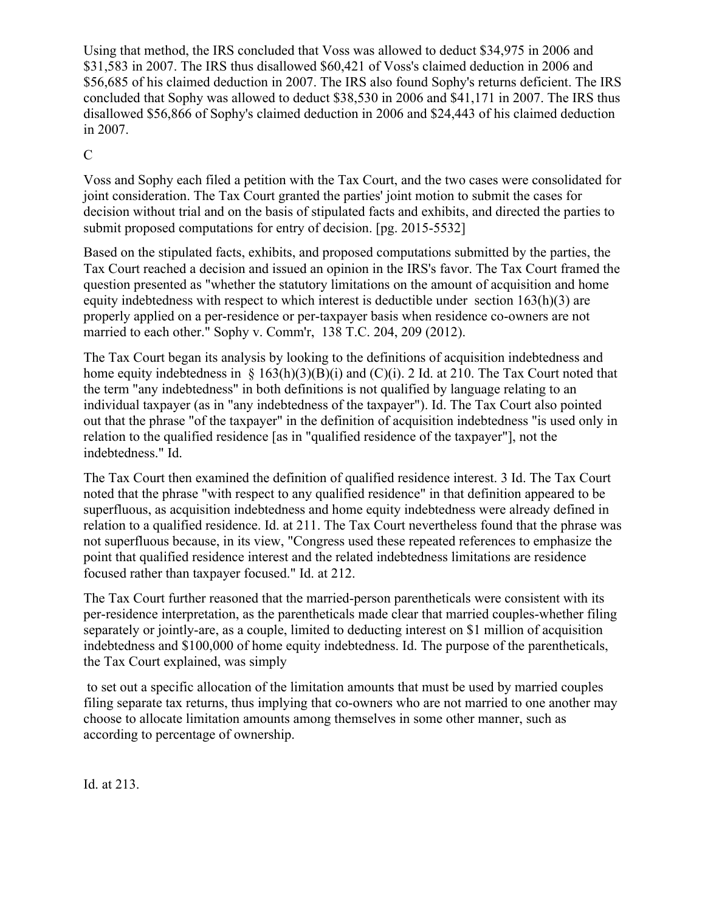Using that method, the IRS concluded that Voss was allowed to deduct $34,975 in 2006 and $31,583 in 2007. The IRS thus disallowed $60,421 of Voss's claimed deduction in 2006 and $56,685 of his claimed deduction in 2007. The IRS also found Sophy's returns deficient. The IRS concluded that Sophy was allowed to deduct $38,530 in 2006 and $41,171 in 2007. The IRS thus disallowed $56,866 of Sophy's claimed deduction in 2006 and $24,443 of his claimed deduction in 2007.

C

Voss and Sophy each filed a petition with the Tax Court, and the two cases were consolidated for joint consideration. The Tax Court granted the parties' joint motion to submit the cases for decision without trial and on the basis of stipulated facts and exhibits, and directed the parties to submit proposed computations for entry of decision. [pg. 2015-5532]

Based on the stipulated facts, exhibits, and proposed computations submitted by the parties, the Tax Court reached a decision and issued an opinion in the IRS's favor. The Tax Court framed the question presented as "whether the statutory limitations on the amount of acquisition and home equity indebtedness with respect to which interest is deductible under section 163(h)(3) are properly applied on a per-residence or per-taxpayer basis when residence co-owners are not married to each other." Sophy v. Comm'r, 138 T.C. 204, 209 (2012).

The Tax Court began its analysis by looking to the definitions of acquisition indebtedness and home equity indebtedness in § 163(h)(3)(B)(i) and (C)(i). 2 Id. at 210. The Tax Court noted that the term "any indebtedness" in both definitions is not qualified by language relating to an individual taxpayer (as in "any indebtedness of the taxpayer"). Id. The Tax Court also pointed out that the phrase "of the taxpayer" in the definition of acquisition indebtedness "is used only in relation to the qualified residence [as in "qualified residence of the taxpayer"], not the indebtedness." Id.

The Tax Court then examined the definition of qualified residence interest. 3 Id. The Tax Court noted that the phrase "with respect to any qualified residence" in that definition appeared to be superfluous, as acquisition indebtedness and home equity indebtedness were already defined in relation to a qualified residence. Id. at 211. The Tax Court nevertheless found that the phrase was not superfluous because, in its view, "Congress used these repeated references to emphasize the point that qualified residence interest and the related indebtedness limitations are residence focused rather than taxpayer focused." Id. at 212.

The Tax Court further reasoned that the married-person parentheticals were consistent with its per-residence interpretation, as the parentheticals made clear that married couples-whether filing separately or jointly-are, as a couple, limited to deducting interest on $1 million of acquisition indebtedness and $100,000 of home equity indebtedness. Id. The purpose of the parentheticals, the Tax Court explained, was simply

> to set out a specific allocation of the limitation amounts that must be used by married couples filing separate tax returns, thus implying that co-owners who are not married to one another may choose to allocate limitation amounts among themselves in some other manner, such as according to percentage of ownership.

Id. at 213.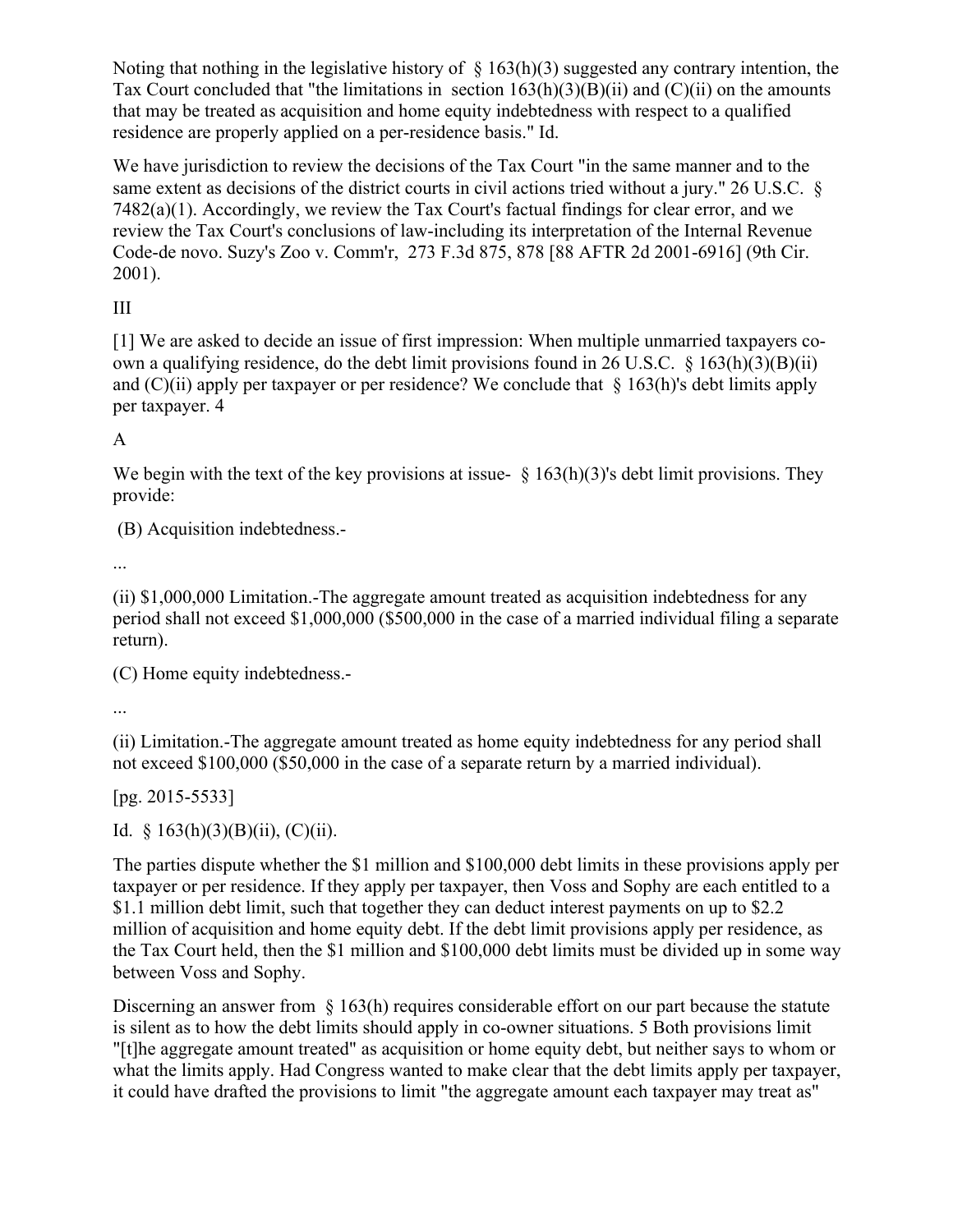Noting that nothing in the legislative history of § 163(h)(3) suggested any contrary intention, the Tax Court concluded that "the limitations in section 163(h)(3)(B)(ii) and (C)(ii) on the amounts that may be treated as acquisition and home equity indebtedness with respect to a qualified residence are properly applied on a per-residence basis." Id.

We have jurisdiction to review the decisions of the Tax Court "in the same manner and to the same extent as decisions of the district courts in civil actions tried without a jury." 26 U.S.C. § 7482(a)(1). Accordingly, we review the Tax Court's factual findings for clear error, and we review the Tax Court's conclusions of law-including its interpretation of the Internal Revenue Code-de novo. Suzy's Zoo v. Comm'r, 273 F.3d 875, 878 [88 AFTR 2d 2001-6916] (9th Cir. 2001).

III

[1] We are asked to decide an issue of first impression: When multiple unmarried taxpayers co-own a qualifying residence, do the debt limit provisions found in 26 U.S.C. § 163(h)(3)(B)(ii) and (C)(ii) apply per taxpayer or per residence? We conclude that § 163(h)'s debt limits apply per taxpayer. 4

A

We begin with the text of the key provisions at issue- § 163(h)(3)'s debt limit provisions. They provide:

(B) Acquisition indebtedness.-

...

(ii) $1,000,000 Limitation.-The aggregate amount treated as acquisition indebtedness for any period shall not exceed $1,000,000 ($500,000 in the case of a married individual filing a separate return).

(C) Home equity indebtedness.-

...

(ii) Limitation.-The aggregate amount treated as home equity indebtedness for any period shall not exceed $100,000 ($50,000 in the case of a separate return by a married individual).

[pg. 2015-5533]

Id. § 163(h)(3)(B)(ii), (C)(ii).

The parties dispute whether the $1 million and $100,000 debt limits in these provisions apply per taxpayer or per residence. If they apply per taxpayer, then Voss and Sophy are each entitled to a $1.1 million debt limit, such that together they can deduct interest payments on up to $2.2 million of acquisition and home equity debt. If the debt limit provisions apply per residence, as the Tax Court held, then the $1 million and $100,000 debt limits must be divided up in some way between Voss and Sophy.

Discerning an answer from § 163(h) requires considerable effort on our part because the statute is silent as to how the debt limits should apply in co-owner situations. 5 Both provisions limit "[t]he aggregate amount treated" as acquisition or home equity debt, but neither says to whom or what the limits apply. Had Congress wanted to make clear that the debt limits apply per taxpayer, it could have drafted the provisions to limit "the aggregate amount each taxpayer may treat as"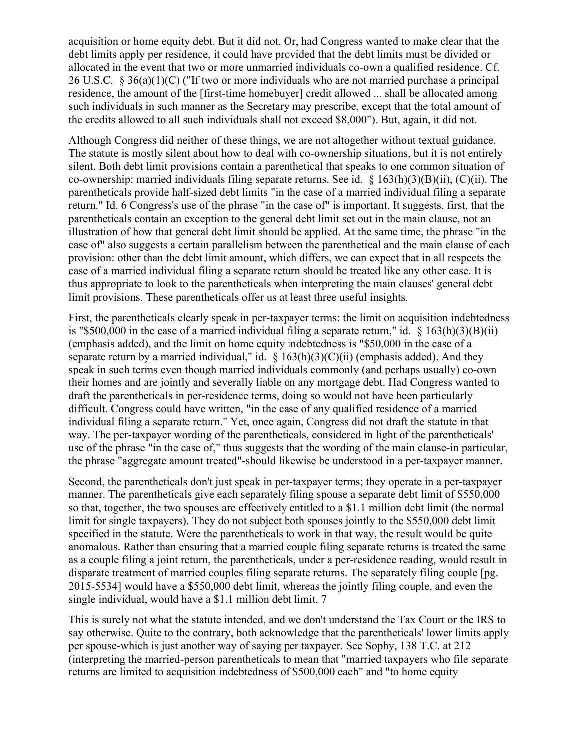acquisition or home equity debt. But it did not. Or, had Congress wanted to make clear that the debt limits apply per residence, it could have provided that the debt limits must be divided or allocated in the event that two or more unmarried individuals co-own a qualified residence. Cf. 26 U.S.C. § 36(a)(1)(C) ("If two or more individuals who are not married purchase a principal residence, the amount of the [first-time homebuyer] credit allowed ... shall be allocated among such individuals in such manner as the Secretary may prescribe, except that the total amount of the credits allowed to all such individuals shall not exceed $8,000"). But, again, it did not.

Although Congress did neither of these things, we are not altogether without textual guidance. The statute is mostly silent about how to deal with co-ownership situations, but it is not entirely silent. Both debt limit provisions contain a parenthetical that speaks to one common situation of co-ownership: married individuals filing separate returns. See id. § 163(h)(3)(B)(ii), (C)(ii). The parentheticals provide half-sized debt limits "in the case of a married individual filing a separate return." Id. 6 Congress's use of the phrase "in the case of" is important. It suggests, first, that the parentheticals contain an exception to the general debt limit set out in the main clause, not an illustration of how that general debt limit should be applied. At the same time, the phrase "in the case of" also suggests a certain parallelism between the parenthetical and the main clause of each provision: other than the debt limit amount, which differs, we can expect that in all respects the case of a married individual filing a separate return should be treated like any other case. It is thus appropriate to look to the parentheticals when interpreting the main clauses' general debt limit provisions. These parentheticals offer us at least three useful insights.

First, the parentheticals clearly speak in per-taxpayer terms: the limit on acquisition indebtedness is "$500,000 in the case of a married individual filing a separate return," id. § 163(h)(3)(B)(ii) (emphasis added), and the limit on home equity indebtedness is "$50,000 in the case of a separate return by a married individual," id. § 163(h)(3)(C)(ii) (emphasis added). And they speak in such terms even though married individuals commonly (and perhaps usually) co-own their homes and are jointly and severally liable on any mortgage debt. Had Congress wanted to draft the parentheticals in per-residence terms, doing so would not have been particularly difficult. Congress could have written, "in the case of any qualified residence of a married individual filing a separate return." Yet, once again, Congress did not draft the statute in that way. The per-taxpayer wording of the parentheticals, considered in light of the parentheticals' use of the phrase "in the case of," thus suggests that the wording of the main clause-in particular, the phrase "aggregate amount treated"-should likewise be understood in a per-taxpayer manner.

Second, the parentheticals don't just speak in per-taxpayer terms; they operate in a per-taxpayer manner. The parentheticals give each separately filing spouse a separate debt limit of $550,000 so that, together, the two spouses are effectively entitled to a $1.1 million debt limit (the normal limit for single taxpayers). They do not subject both spouses jointly to the $550,000 debt limit specified in the statute. Were the parentheticals to work in that way, the result would be quite anomalous. Rather than ensuring that a married couple filing separate returns is treated the same as a couple filing a joint return, the parentheticals, under a per-residence reading, would result in disparate treatment of married couples filing separate returns. The separately filing couple [pg. 2015-5534] would have a $550,000 debt limit, whereas the jointly filing couple, and even the single individual, would have a $1.1 million debt limit. 7

This is surely not what the statute intended, and we don't understand the Tax Court or the IRS to say otherwise. Quite to the contrary, both acknowledge that the parentheticals' lower limits apply per spouse-which is just another way of saying per taxpayer. See Sophy, 138 T.C. at 212 (interpreting the married-person parentheticals to mean that "married taxpayers who file separate returns are limited to acquisition indebtedness of $500,000 each" and "to home equity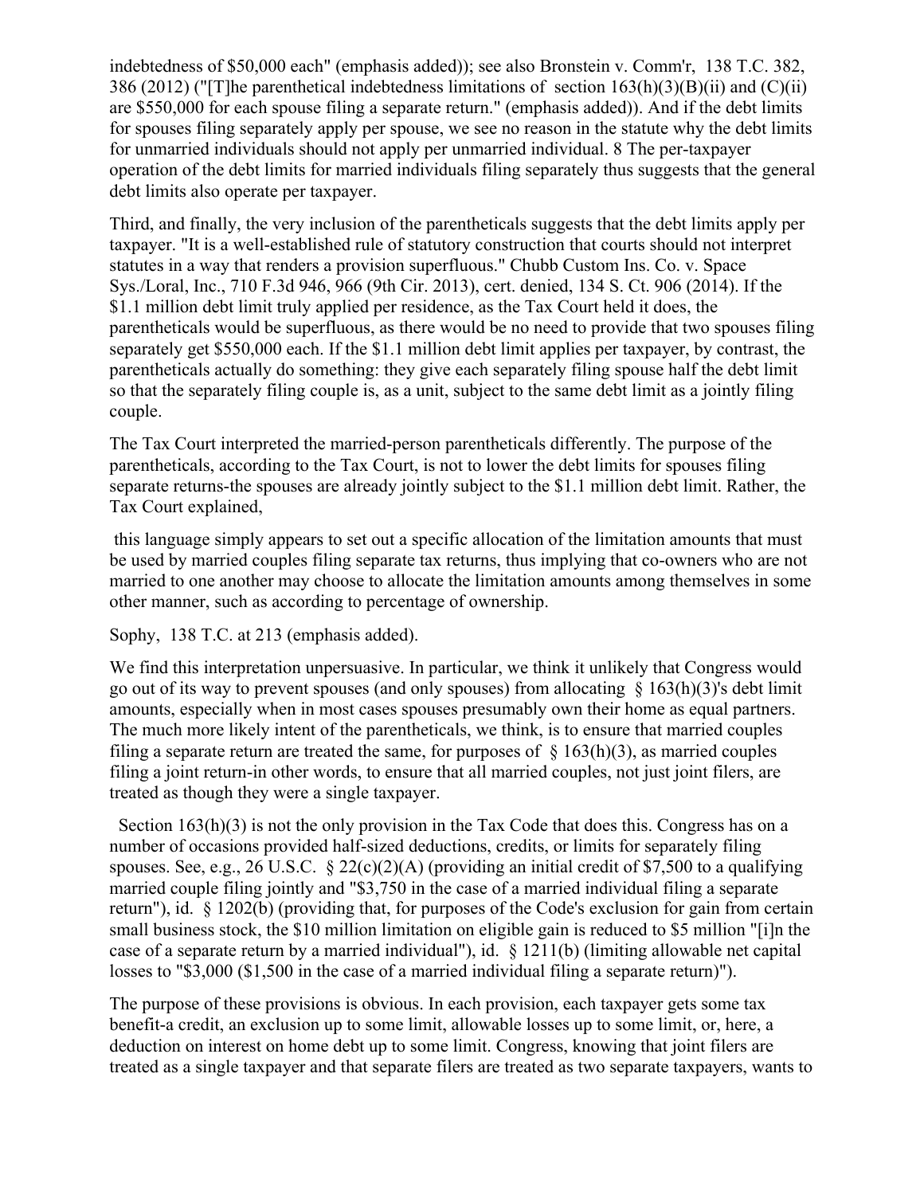indebtedness of $50,000 each" (emphasis added)); see also Bronstein v. Comm'r, 138 T.C. 382, 386 (2012) ("[T]he parenthetical indebtedness limitations of section 163(h)(3)(B)(ii) and (C)(ii) are $550,000 for each spouse filing a separate return." (emphasis added)). And if the debt limits for spouses filing separately apply per spouse, we see no reason in the statute why the debt limits for unmarried individuals should not apply per unmarried individual. 8 The per-taxpayer operation of the debt limits for married individuals filing separately thus suggests that the general debt limits also operate per taxpayer.

Third, and finally, the very inclusion of the parentheticals suggests that the debt limits apply per taxpayer. "It is a well-established rule of statutory construction that courts should not interpret statutes in a way that renders a provision superfluous." Chubb Custom Ins. Co. v. Space Sys./Loral, Inc., 710 F.3d 946, 966 (9th Cir. 2013), cert. denied, 134 S. Ct. 906 (2014). If the $1.1 million debt limit truly applied per residence, as the Tax Court held it does, the parentheticals would be superfluous, as there would be no need to provide that two spouses filing separately get $550,000 each. If the $1.1 million debt limit applies per taxpayer, by contrast, the parentheticals actually do something: they give each separately filing spouse half the debt limit so that the separately filing couple is, as a unit, subject to the same debt limit as a jointly filing couple.

The Tax Court interpreted the married-person parentheticals differently. The purpose of the parentheticals, according to the Tax Court, is not to lower the debt limits for spouses filing separate returns-the spouses are already jointly subject to the $1.1 million debt limit. Rather, the Tax Court explained,

> this language simply appears to set out a specific allocation of the limitation amounts that must be used by married couples filing separate tax returns, thus implying that co-owners who are not married to one another may choose to allocate the limitation amounts among themselves in some other manner, such as according to percentage of ownership.

Sophy, 138 T.C. at 213 (emphasis added).

We find this interpretation unpersuasive. In particular, we think it unlikely that Congress would go out of its way to prevent spouses (and only spouses) from allocating § 163(h)(3)'s debt limit amounts, especially when in most cases spouses presumably own their home as equal partners. The much more likely intent of the parentheticals, we think, is to ensure that married couples filing a separate return are treated the same, for purposes of § 163(h)(3), as married couples filing a joint return-in other words, to ensure that all married couples, not just joint filers, are treated as though they were a single taxpayer.

Section 163(h)(3) is not the only provision in the Tax Code that does this. Congress has on a number of occasions provided half-sized deductions, credits, or limits for separately filing spouses. See, e.g., 26 U.S.C. § 22(c)(2)(A) (providing an initial credit of $7,500 to a qualifying married couple filing jointly and "$3,750 in the case of a married individual filing a separate return"), id. § 1202(b) (providing that, for purposes of the Code's exclusion for gain from certain small business stock, the $10 million limitation on eligible gain is reduced to $5 million "[i]n the case of a separate return by a married individual"), id. § 1211(b) (limiting allowable net capital losses to "$3,000 ($1,500 in the case of a married individual filing a separate return)").

The purpose of these provisions is obvious. In each provision, each taxpayer gets some tax benefit-a credit, an exclusion up to some limit, allowable losses up to some limit, or, here, a deduction on interest on home debt up to some limit. Congress, knowing that joint filers are treated as a single taxpayer and that separate filers are treated as two separate taxpayers, wants to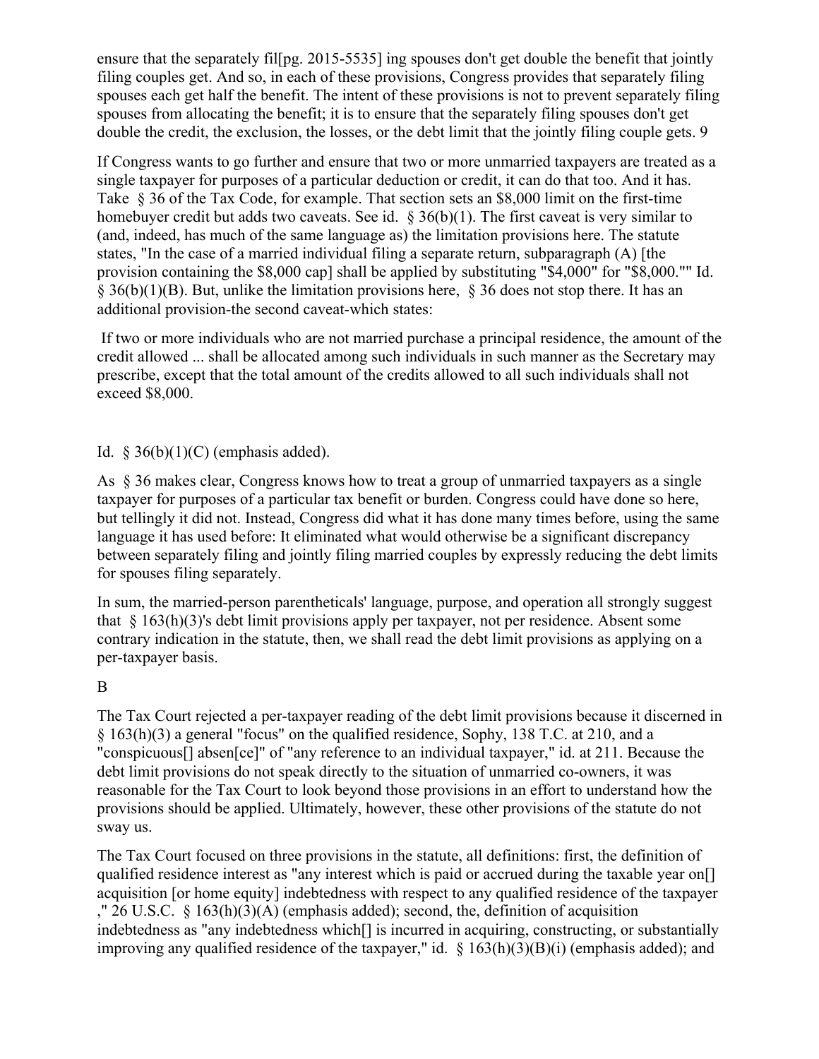ensure that the separately fil[pg. 2015-5535] ing spouses don't get double the benefit that jointly filing couples get. And so, in each of these provisions, Congress provides that separately filing spouses each get half the benefit. The intent of these provisions is not to prevent separately filing spouses from allocating the benefit; it is to ensure that the separately filing spouses don't get double the credit, the exclusion, the losses, or the debt limit that the jointly filing couple gets. 9

If Congress wants to go further and ensure that two or more unmarried taxpayers are treated as a single taxpayer for purposes of a particular deduction or credit, it can do that too. And it has. Take § 36 of the Tax Code, for example. That section sets an $8,000 limit on the first-time homebuyer credit but adds two caveats. See id. § 36(b)(1). The first caveat is very similar to (and, indeed, has much of the same language as) the limitation provisions here. The statute states, "In the case of a married individual filing a separate return, subparagraph (A) [the provision containing the $8,000 cap] shall be applied by substituting "$4,000" for "$8,000."" Id. § 36(b)(1)(B). But, unlike the limitation provisions here, § 36 does not stop there. It has an additional provision-the second caveat-which states:

> If two or more individuals who are not married purchase a principal residence, the amount of the credit allowed ... shall be allocated among such individuals in such manner as the Secretary may prescribe, except that the total amount of the credits allowed to all such individuals shall not exceed $8,000.

Id. § 36(b)(1)(C) (emphasis added).

As § 36 makes clear, Congress knows how to treat a group of unmarried taxpayers as a single taxpayer for purposes of a particular tax benefit or burden. Congress could have done so here, but tellingly it did not. Instead, Congress did what it has done many times before, using the same language it has used before: It eliminated what would otherwise be a significant discrepancy between separately filing and jointly filing married couples by expressly reducing the debt limits for spouses filing separately.

In sum, the married-person parentheticals' language, purpose, and operation all strongly suggest that § 163(h)(3)'s debt limit provisions apply per taxpayer, not per residence. Absent some contrary indication in the statute, then, we shall read the debt limit provisions as applying on a per-taxpayer basis.

B

The Tax Court rejected a per-taxpayer reading of the debt limit provisions because it discerned in § 163(h)(3) a general "focus" on the qualified residence, Sophy, 138 T.C. at 210, and a "conspicuous[] absen[ce]" of "any reference to an individual taxpayer," id. at 211. Because the debt limit provisions do not speak directly to the situation of unmarried co-owners, it was reasonable for the Tax Court to look beyond those provisions in an effort to understand how the provisions should be applied. Ultimately, however, these other provisions of the statute do not sway us.

The Tax Court focused on three provisions in the statute, all definitions: first, the definition of qualified residence interest as "any interest which is paid or accrued during the taxable year on[] acquisition [or home equity] indebtedness with respect to any qualified residence of the taxpayer ," 26 U.S.C. § 163(h)(3)(A) (emphasis added); second, the, definition of acquisition indebtedness as "any indebtedness which[] is incurred in acquiring, constructing, or substantially improving any qualified residence of the taxpayer," id. § 163(h)(3)(B)(i) (emphasis added); and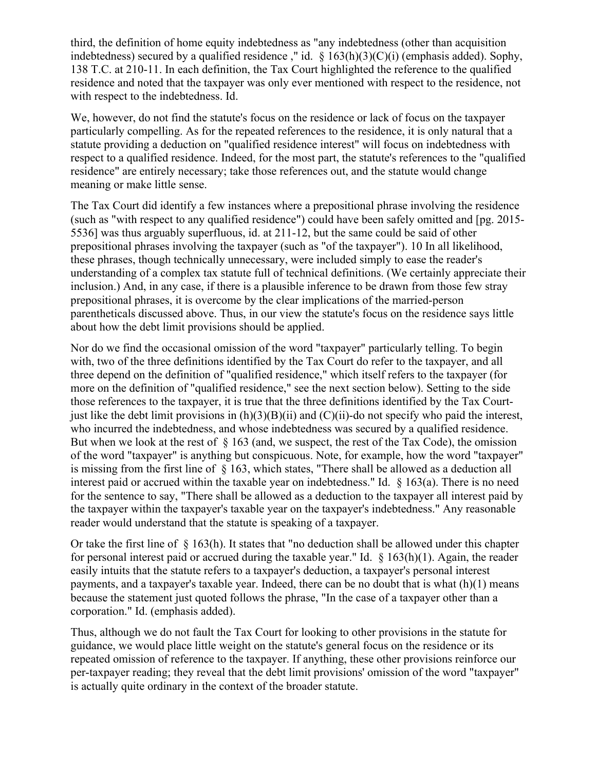third, the definition of home equity indebtedness as "any indebtedness (other than acquisition indebtedness) secured by a qualified residence ," id. § 163(h)(3)(C)(i) (emphasis added). Sophy, 138 T.C. at 210-11. In each definition, the Tax Court highlighted the reference to the qualified residence and noted that the taxpayer was only ever mentioned with respect to the residence, not with respect to the indebtedness. Id.

We, however, do not find the statute's focus on the residence or lack of focus on the taxpayer particularly compelling. As for the repeated references to the residence, it is only natural that a statute providing a deduction on "qualified residence interest" will focus on indebtedness with respect to a qualified residence. Indeed, for the most part, the statute's references to the "qualified residence" are entirely necessary; take those references out, and the statute would change meaning or make little sense.

The Tax Court did identify a few instances where a prepositional phrase involving the residence (such as "with respect to any qualified residence") could have been safely omitted and [pg. 2015-5536] was thus arguably superfluous, id. at 211-12, but the same could be said of other prepositional phrases involving the taxpayer (such as "of the taxpayer"). 10 In all likelihood, these phrases, though technically unnecessary, were included simply to ease the reader's understanding of a complex tax statute full of technical definitions. (We certainly appreciate their inclusion.) And, in any case, if there is a plausible inference to be drawn from those few stray prepositional phrases, it is overcome by the clear implications of the married-person parentheticals discussed above. Thus, in our view the statute's focus on the residence says little about how the debt limit provisions should be applied.

Nor do we find the occasional omission of the word "taxpayer" particularly telling. To begin with, two of the three definitions identified by the Tax Court do refer to the taxpayer, and all three depend on the definition of "qualified residence," which itself refers to the taxpayer (for more on the definition of "qualified residence," see the next section below). Setting to the side those references to the taxpayer, it is true that the three definitions identified by the Tax Court-just like the debt limit provisions in (h)(3)(B)(ii) and (C)(ii)-do not specify who paid the interest, who incurred the indebtedness, and whose indebtedness was secured by a qualified residence. But when we look at the rest of § 163 (and, we suspect, the rest of the Tax Code), the omission of the word "taxpayer" is anything but conspicuous. Note, for example, how the word "taxpayer" is missing from the first line of § 163, which states, "There shall be allowed as a deduction all interest paid or accrued within the taxable year on indebtedness." Id. § 163(a). There is no need for the sentence to say, "There shall be allowed as a deduction to the taxpayer all interest paid by the taxpayer within the taxpayer's taxable year on the taxpayer's indebtedness." Any reasonable reader would understand that the statute is speaking of a taxpayer.

Or take the first line of § 163(h). It states that "no deduction shall be allowed under this chapter for personal interest paid or accrued during the taxable year." Id. § 163(h)(1). Again, the reader easily intuits that the statute refers to a taxpayer's deduction, a taxpayer's personal interest payments, and a taxpayer's taxable year. Indeed, there can be no doubt that is what (h)(1) means because the statement just quoted follows the phrase, "In the case of a taxpayer other than a corporation." Id. (emphasis added).

Thus, although we do not fault the Tax Court for looking to other provisions in the statute for guidance, we would place little weight on the statute's general focus on the residence or its repeated omission of reference to the taxpayer. If anything, these other provisions reinforce our per-taxpayer reading; they reveal that the debt limit provisions' omission of the word "taxpayer" is actually quite ordinary in the context of the broader statute.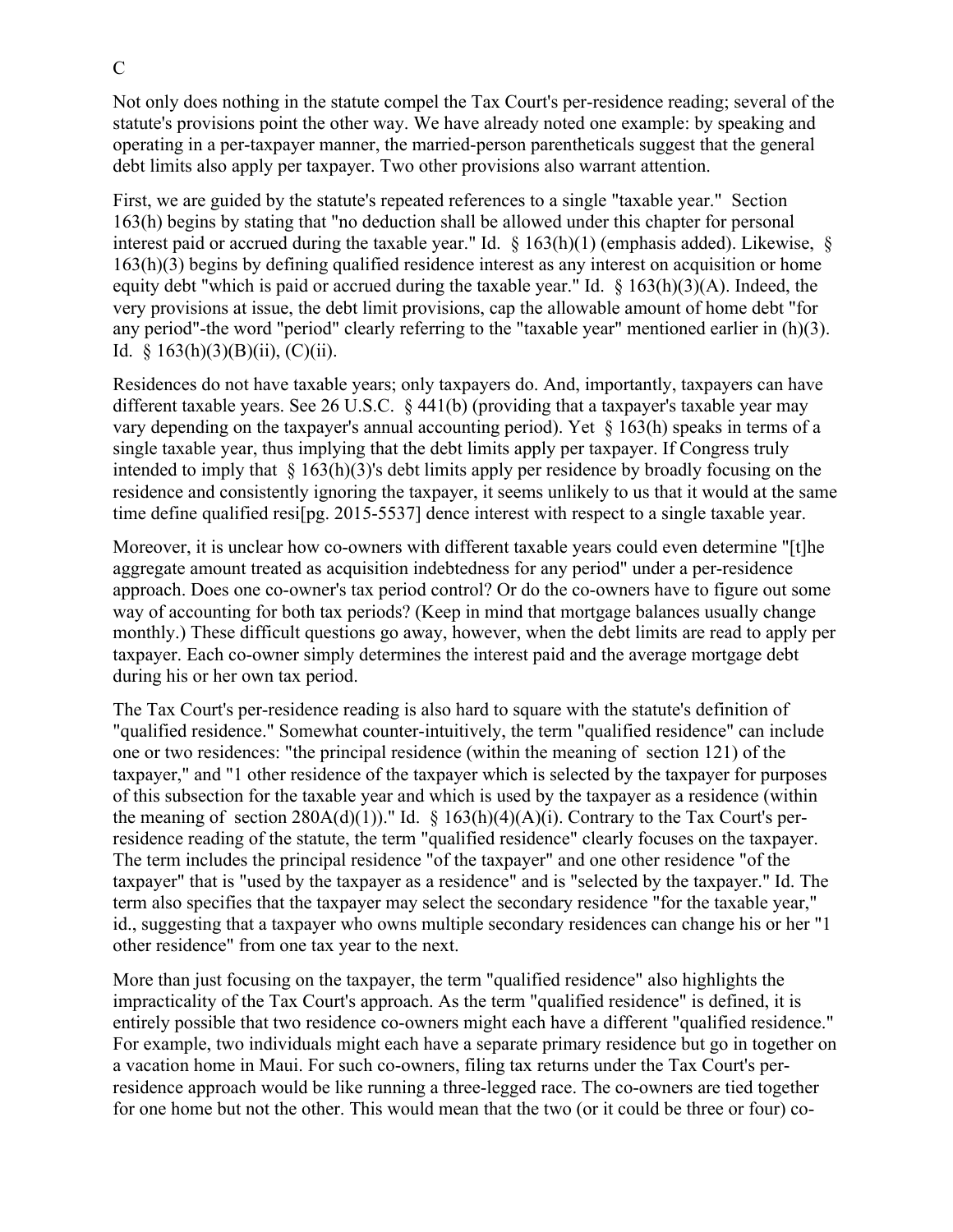C

Not only does nothing in the statute compel the Tax Court's per-residence reading; several of the statute's provisions point the other way. We have already noted one example: by speaking and operating in a per-taxpayer manner, the married-person parentheticals suggest that the general debt limits also apply per taxpayer. Two other provisions also warrant attention.

First, we are guided by the statute's repeated references to a single "taxable year." Section 163(h) begins by stating that "no deduction shall be allowed under this chapter for personal interest paid or accrued during the taxable year." Id. § 163(h)(1) (emphasis added). Likewise, § 163(h)(3) begins by defining qualified residence interest as any interest on acquisition or home equity debt "which is paid or accrued during the taxable year." Id. § 163(h)(3)(A). Indeed, the very provisions at issue, the debt limit provisions, cap the allowable amount of home debt "for any period"-the word "period" clearly referring to the "taxable year" mentioned earlier in (h)(3). Id. § 163(h)(3)(B)(ii), (C)(ii).

Residences do not have taxable years; only taxpayers do. And, importantly, taxpayers can have different taxable years. See 26 U.S.C. § 441(b) (providing that a taxpayer's taxable year may vary depending on the taxpayer's annual accounting period). Yet § 163(h) speaks in terms of a single taxable year, thus implying that the debt limits apply per taxpayer. If Congress truly intended to imply that § 163(h)(3)'s debt limits apply per residence by broadly focusing on the residence and consistently ignoring the taxpayer, it seems unlikely to us that it would at the same time define qualified resi[pg. 2015-5537] dence interest with respect to a single taxable year.

Moreover, it is unclear how co-owners with different taxable years could even determine "[t]he aggregate amount treated as acquisition indebtedness for any period" under a per-residence approach. Does one co-owner's tax period control? Or do the co-owners have to figure out some way of accounting for both tax periods? (Keep in mind that mortgage balances usually change monthly.) These difficult questions go away, however, when the debt limits are read to apply per taxpayer. Each co-owner simply determines the interest paid and the average mortgage debt during his or her own tax period.

The Tax Court's per-residence reading is also hard to square with the statute's definition of "qualified residence." Somewhat counter-intuitively, the term "qualified residence" can include one or two residences: "the principal residence (within the meaning of section 121) of the taxpayer," and "1 other residence of the taxpayer which is selected by the taxpayer for purposes of this subsection for the taxable year and which is used by the taxpayer as a residence (within the meaning of section 280A(d)(1))." Id. § 163(h)(4)(A)(i). Contrary to the Tax Court's per-residence reading of the statute, the term "qualified residence" clearly focuses on the taxpayer. The term includes the principal residence "of the taxpayer" and one other residence "of the taxpayer" that is "used by the taxpayer as a residence" and is "selected by the taxpayer." Id. The term also specifies that the taxpayer may select the secondary residence "for the taxable year," id., suggesting that a taxpayer who owns multiple secondary residences can change his or her "1 other residence" from one tax year to the next.

More than just focusing on the taxpayer, the term "qualified residence" also highlights the impracticality of the Tax Court's approach. As the term "qualified residence" is defined, it is entirely possible that two residence co-owners might each have a different "qualified residence." For example, two individuals might each have a separate primary residence but go in together on a vacation home in Maui. For such co-owners, filing tax returns under the Tax Court's per-residence approach would be like running a three-legged race. The co-owners are tied together for one home but not the other. This would mean that the two (or it could be three or four) co-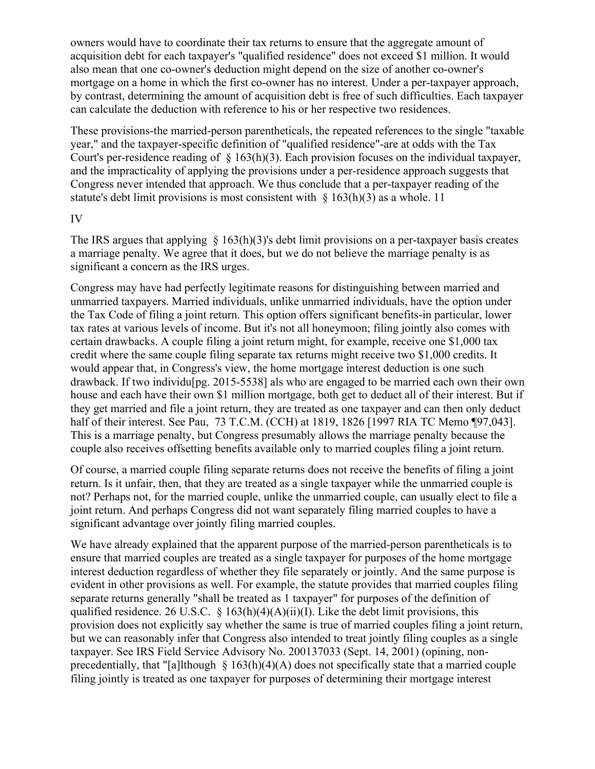owners would have to coordinate their tax returns to ensure that the aggregate amount of acquisition debt for each taxpayer's "qualified residence" does not exceed $1 million. It would also mean that one co-owner's deduction might depend on the size of another co-owner's mortgage on a home in which the first co-owner has no interest. Under a per-taxpayer approach, by contrast, determining the amount of acquisition debt is free of such difficulties. Each taxpayer can calculate the deduction with reference to his or her respective two residences.

These provisions-the married-person parentheticals, the repeated references to the single "taxable year," and the taxpayer-specific definition of "qualified residence"-are at odds with the Tax Court's per-residence reading of § 163(h)(3). Each provision focuses on the individual taxpayer, and the impracticality of applying the provisions under a per-residence approach suggests that Congress never intended that approach. We thus conclude that a per-taxpayer reading of the statute's debt limit provisions is most consistent with § 163(h)(3) as a whole. 11

## IV

The IRS argues that applying § 163(h)(3)'s debt limit provisions on a per-taxpayer basis creates a marriage penalty. We agree that it does, but we do not believe the marriage penalty is as significant a concern as the IRS urges.

Congress may have had perfectly legitimate reasons for distinguishing between married and unmarried taxpayers. Married individuals, unlike unmarried individuals, have the option under the Tax Code of filing a joint return. This option offers significant benefits-in particular, lower tax rates at various levels of income. But it's not all honeymoon; filing jointly also comes with certain drawbacks. A couple filing a joint return might, for example, receive one $1,000 tax credit where the same couple filing separate tax returns might receive two $1,000 credits. It would appear that, in Congress's view, the home mortgage interest deduction is one such drawback. If two individu[pg. 2015-5538] als who are engaged to be married each own their own house and each have their own $1 million mortgage, both get to deduct all of their interest. But if they get married and file a joint return, they are treated as one taxpayer and can then only deduct half of their interest. See Pau, 73 T.C.M. (CCH) at 1819, 1826 [1997 RIA TC Memo ¶97,043]. This is a marriage penalty, but Congress presumably allows the marriage penalty because the couple also receives offsetting benefits available only to married couples filing a joint return.

Of course, a married couple filing separate returns does not receive the benefits of filing a joint return. Is it unfair, then, that they are treated as a single taxpayer while the unmarried couple is not? Perhaps not, for the married couple, unlike the unmarried couple, can usually elect to file a joint return. And perhaps Congress did not want separately filing married couples to have a significant advantage over jointly filing married couples.

We have already explained that the apparent purpose of the married-person parentheticals is to ensure that married couples are treated as a single taxpayer for purposes of the home mortgage interest deduction regardless of whether they file separately or jointly. And the same purpose is evident in other provisions as well. For example, the statute provides that married couples filing separate returns generally "shall be treated as 1 taxpayer" for purposes of the definition of qualified residence. 26 U.S.C. § 163(h)(4)(A)(ii)(I). Like the debt limit provisions, this provision does not explicitly say whether the same is true of married couples filing a joint return, but we can reasonably infer that Congress also intended to treat jointly filing couples as a single taxpayer. See IRS Field Service Advisory No. 200137033 (Sept. 14, 2001) (opining, non-precedentially, that "[a]lthough § 163(h)(4)(A) does not specifically state that a married couple filing jointly is treated as one taxpayer for purposes of determining their mortgage interest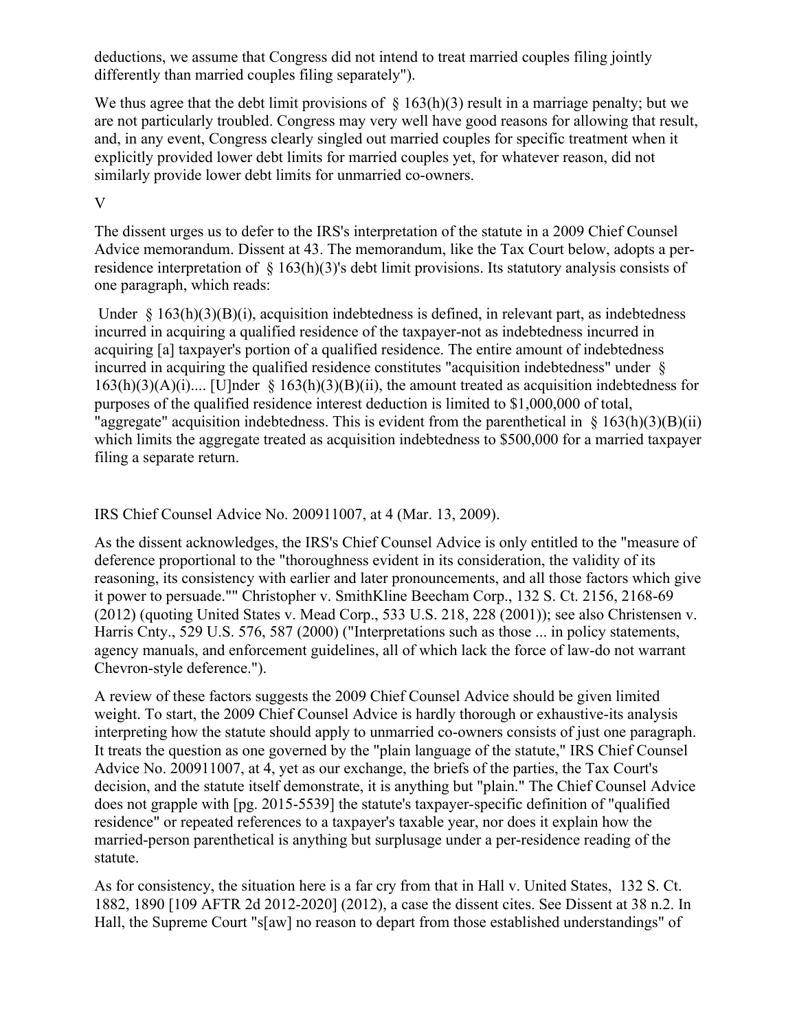deductions, we assume that Congress did not intend to treat married couples filing jointly differently than married couples filing separately").

We thus agree that the debt limit provisions of § 163(h)(3) result in a marriage penalty; but we are not particularly troubled. Congress may very well have good reasons for allowing that result, and, in any event, Congress clearly singled out married couples for specific treatment when it explicitly provided lower debt limits for married couples yet, for whatever reason, did not similarly provide lower debt limits for unmarried co-owners.

V

The dissent urges us to defer to the IRS's interpretation of the statute in a 2009 Chief Counsel Advice memorandum. Dissent at 43. The memorandum, like the Tax Court below, adopts a per-residence interpretation of § 163(h)(3)'s debt limit provisions. Its statutory analysis consists of one paragraph, which reads:

> Under § 163(h)(3)(B)(i), acquisition indebtedness is defined, in relevant part, as indebtedness incurred in acquiring a qualified residence of the taxpayer-not as indebtedness incurred in acquiring [a] taxpayer's portion of a qualified residence. The entire amount of indebtedness incurred in acquiring the qualified residence constitutes "acquisition indebtedness" under § 163(h)(3)(A)(i).... [U]nder § 163(h)(3)(B)(ii), the amount treated as acquisition indebtedness for purposes of the qualified residence interest deduction is limited to $1,000,000 of total, "aggregate" acquisition indebtedness. This is evident from the parenthetical in § 163(h)(3)(B)(ii) which limits the aggregate treated as acquisition indebtedness to $500,000 for a married taxpayer filing a separate return.

IRS Chief Counsel Advice No. 200911007, at 4 (Mar. 13, 2009).

As the dissent acknowledges, the IRS's Chief Counsel Advice is only entitled to the "measure of deference proportional to the "thoroughness evident in its consideration, the validity of its reasoning, its consistency with earlier and later pronouncements, and all those factors which give it power to persuade."" Christopher v. SmithKline Beecham Corp., 132 S. Ct. 2156, 2168-69 (2012) (quoting United States v. Mead Corp., 533 U.S. 218, 228 (2001)); see also Christensen v. Harris Cnty., 529 U.S. 576, 587 (2000) ("Interpretations such as those ... in policy statements, agency manuals, and enforcement guidelines, all of which lack the force of law-do not warrant Chevron-style deference.").

A review of these factors suggests the 2009 Chief Counsel Advice should be given limited weight. To start, the 2009 Chief Counsel Advice is hardly thorough or exhaustive-its analysis interpreting how the statute should apply to unmarried co-owners consists of just one paragraph. It treats the question as one governed by the "plain language of the statute," IRS Chief Counsel Advice No. 200911007, at 4, yet as our exchange, the briefs of the parties, the Tax Court's decision, and the statute itself demonstrate, it is anything but "plain." The Chief Counsel Advice does not grapple with [pg. 2015-5539] the statute's taxpayer-specific definition of "qualified residence" or repeated references to a taxpayer's taxable year, nor does it explain how the married-person parenthetical is anything but surplusage under a per-residence reading of the statute.

As for consistency, the situation here is a far cry from that in Hall v. United States, 132 S. Ct. 1882, 1890 [109 AFTR 2d 2012-2020] (2012), a case the dissent cites. See Dissent at 38 n.2. In Hall, the Supreme Court "s[aw] no reason to depart from those established understandings" of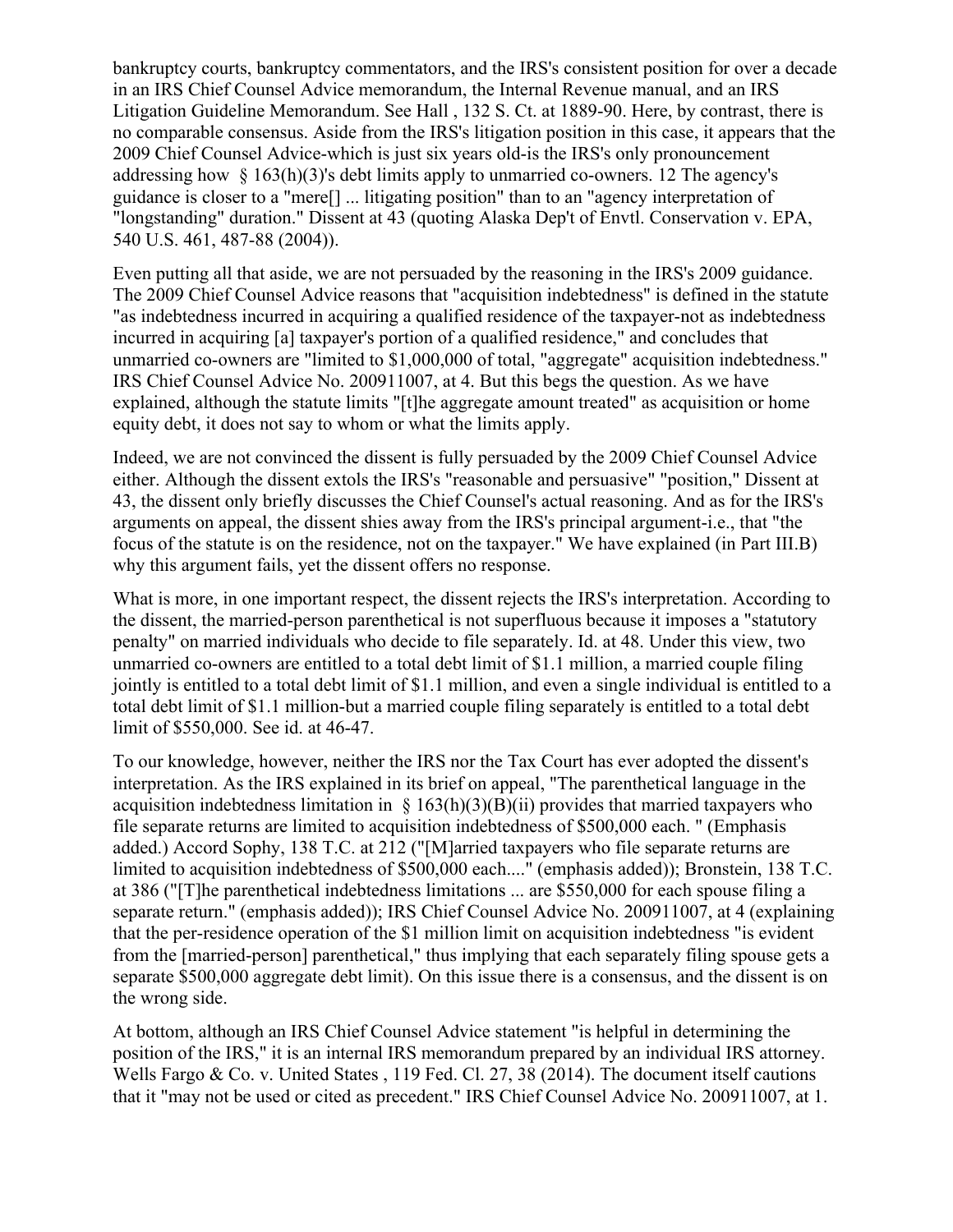bankruptcy courts, bankruptcy commentators, and the IRS's consistent position for over a decade in an IRS Chief Counsel Advice memorandum, the Internal Revenue manual, and an IRS Litigation Guideline Memorandum. See Hall , 132 S. Ct. at 1889-90. Here, by contrast, there is no comparable consensus. Aside from the IRS's litigation position in this case, it appears that the 2009 Chief Counsel Advice-which is just six years old-is the IRS's only pronouncement addressing how § 163(h)(3)'s debt limits apply to unmarried co-owners. 12 The agency's guidance is closer to a "mere[] ... litigating position" than to an "agency interpretation of "longstanding" duration." Dissent at 43 (quoting Alaska Dep't of Envtl. Conservation v. EPA, 540 U.S. 461, 487-88 (2004)).

Even putting all that aside, we are not persuaded by the reasoning in the IRS's 2009 guidance. The 2009 Chief Counsel Advice reasons that "acquisition indebtedness" is defined in the statute "as indebtedness incurred in acquiring a qualified residence of the taxpayer-not as indebtedness incurred in acquiring [a] taxpayer's portion of a qualified residence," and concludes that unmarried co-owners are "limited to $1,000,000 of total, "aggregate" acquisition indebtedness." IRS Chief Counsel Advice No. 200911007, at 4. But this begs the question. As we have explained, although the statute limits "[t]he aggregate amount treated" as acquisition or home equity debt, it does not say to whom or what the limits apply.

Indeed, we are not convinced the dissent is fully persuaded by the 2009 Chief Counsel Advice either. Although the dissent extols the IRS's "reasonable and persuasive" "position," Dissent at 43, the dissent only briefly discusses the Chief Counsel's actual reasoning. And as for the IRS's arguments on appeal, the dissent shies away from the IRS's principal argument-i.e., that "the focus of the statute is on the residence, not on the taxpayer." We have explained (in Part III.B) why this argument fails, yet the dissent offers no response.

What is more, in one important respect, the dissent rejects the IRS's interpretation. According to the dissent, the married-person parenthetical is not superfluous because it imposes a "statutory penalty" on married individuals who decide to file separately. Id. at 48. Under this view, two unmarried co-owners are entitled to a total debt limit of $1.1 million, a married couple filing jointly is entitled to a total debt limit of $1.1 million, and even a single individual is entitled to a total debt limit of $1.1 million-but a married couple filing separately is entitled to a total debt limit of $550,000. See id. at 46-47.

To our knowledge, however, neither the IRS nor the Tax Court has ever adopted the dissent's interpretation. As the IRS explained in its brief on appeal, "The parenthetical language in the acquisition indebtedness limitation in § 163(h)(3)(B)(ii) provides that married taxpayers who file separate returns are limited to acquisition indebtedness of $500,000 each. " (Emphasis added.) Accord Sophy, 138 T.C. at 212 ("[M]arried taxpayers who file separate returns are limited to acquisition indebtedness of $500,000 each...." (emphasis added)); Bronstein, 138 T.C. at 386 ("[T]he parenthetical indebtedness limitations ... are $550,000 for each spouse filing a separate return." (emphasis added)); IRS Chief Counsel Advice No. 200911007, at 4 (explaining that the per-residence operation of the $1 million limit on acquisition indebtedness "is evident from the [married-person] parenthetical," thus implying that each separately filing spouse gets a separate $500,000 aggregate debt limit). On this issue there is a consensus, and the dissent is on the wrong side.

At bottom, although an IRS Chief Counsel Advice statement "is helpful in determining the position of the IRS," it is an internal IRS memorandum prepared by an individual IRS attorney. Wells Fargo & Co. v. United States , 119 Fed. Cl. 27, 38 (2014). The document itself cautions that it "may not be used or cited as precedent." IRS Chief Counsel Advice No. 200911007, at 1.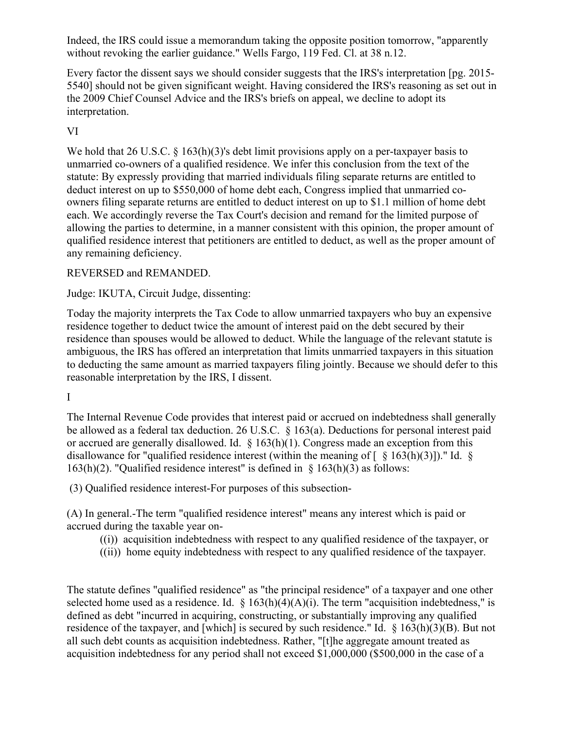Indeed, the IRS could issue a memorandum taking the opposite position tomorrow, "apparently without revoking the earlier guidance." Wells Fargo, 119 Fed. Cl. at 38 n.12.

Every factor the dissent says we should consider suggests that the IRS's interpretation [pg. 2015-5540] should not be given significant weight. Having considered the IRS's reasoning as set out in the 2009 Chief Counsel Advice and the IRS's briefs on appeal, we decline to adopt its interpretation.

VI

We hold that 26 U.S.C. § 163(h)(3)'s debt limit provisions apply on a per-taxpayer basis to unmarried co-owners of a qualified residence. We infer this conclusion from the text of the statute: By expressly providing that married individuals filing separate returns are entitled to deduct interest on up to $550,000 of home debt each, Congress implied that unmarried co-owners filing separate returns are entitled to deduct interest on up to $1.1 million of home debt each. We accordingly reverse the Tax Court's decision and remand for the limited purpose of allowing the parties to determine, in a manner consistent with this opinion, the proper amount of qualified residence interest that petitioners are entitled to deduct, as well as the proper amount of any remaining deficiency.

REVERSED and REMANDED.

Judge: IKUTA, Circuit Judge, dissenting:

Today the majority interprets the Tax Code to allow unmarried taxpayers who buy an expensive residence together to deduct twice the amount of interest paid on the debt secured by their residence than spouses would be allowed to deduct. While the language of the relevant statute is ambiguous, the IRS has offered an interpretation that limits unmarried taxpayers in this situation to deducting the same amount as married taxpayers filing jointly. Because we should defer to this reasonable interpretation by the IRS, I dissent.

I

The Internal Revenue Code provides that interest paid or accrued on indebtedness shall generally be allowed as a federal tax deduction. 26 U.S.C. § 163(a). Deductions for personal interest paid or accrued are generally disallowed. Id. § 163(h)(1). Congress made an exception from this disallowance for "qualified residence interest (within the meaning of [ § 163(h)(3)])." Id. § 163(h)(2). "Qualified residence interest" is defined in § 163(h)(3) as follows:

(3) Qualified residence interest-For purposes of this subsection-

(A) In general.-The term "qualified residence interest" means any interest which is paid or accrued during the taxable year on-

- ((i)) acquisition indebtedness with respect to any qualified residence of the taxpayer, or
- ((ii)) home equity indebtedness with respect to any qualified residence of the taxpayer.

The statute defines "qualified residence" as "the principal residence" of a taxpayer and one other selected home used as a residence. Id. § 163(h)(4)(A)(i). The term "acquisition indebtedness," is defined as debt "incurred in acquiring, constructing, or substantially improving any qualified residence of the taxpayer, and [which] is secured by such residence." Id. § 163(h)(3)(B). But not all such debt counts as acquisition indebtedness. Rather, "[t]he aggregate amount treated as acquisition indebtedness for any period shall not exceed $1,000,000 ($500,000 in the case of a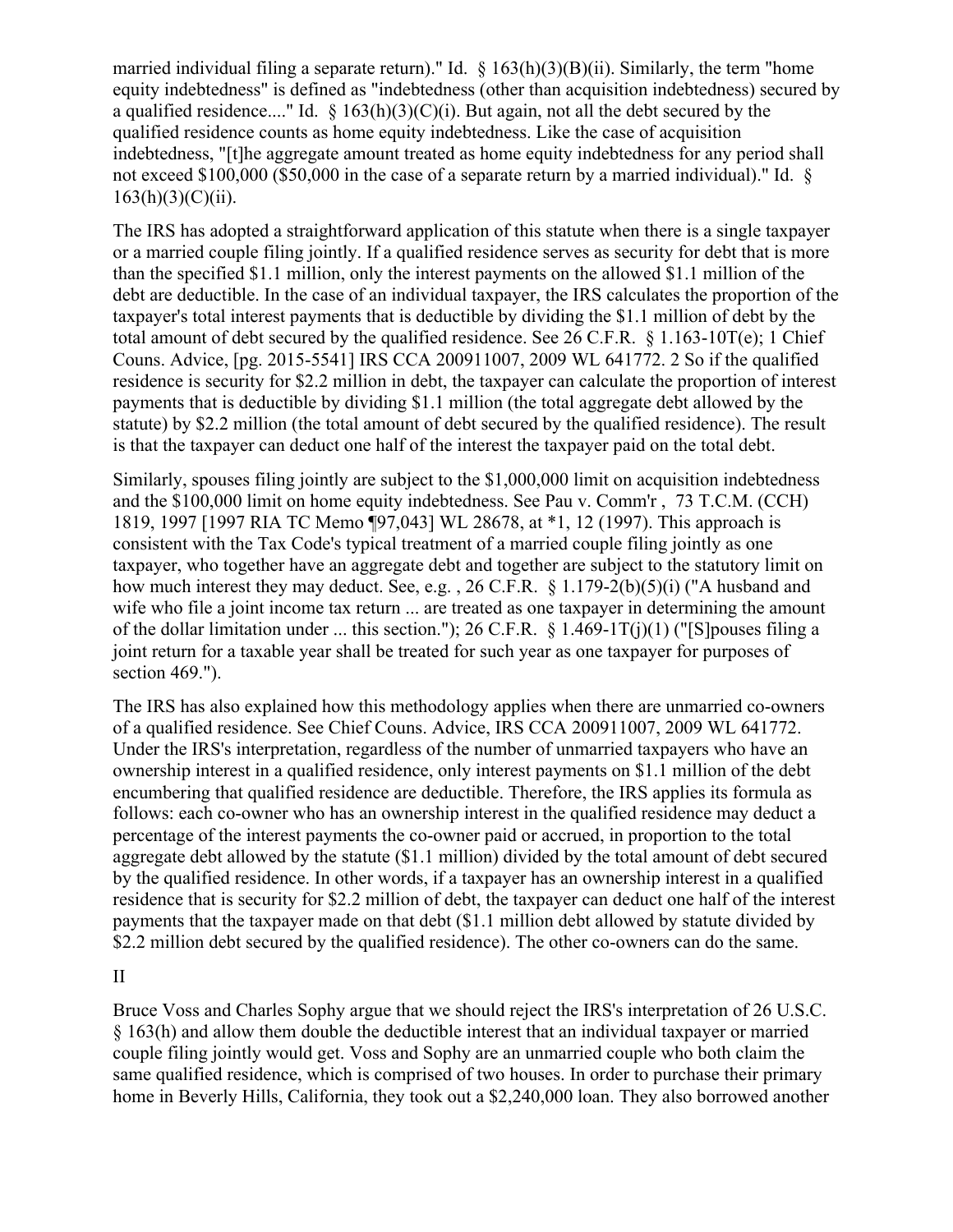married individual filing a separate return)." Id. § 163(h)(3)(B)(ii). Similarly, the term "home equity indebtedness" is defined as "indebtedness (other than acquisition indebtedness) secured by a qualified residence...." Id. § 163(h)(3)(C)(i). But again, not all the debt secured by the qualified residence counts as home equity indebtedness. Like the case of acquisition indebtedness, "[t]he aggregate amount treated as home equity indebtedness for any period shall not exceed $100,000 ($50,000 in the case of a separate return by a married individual)." Id. § 163(h)(3)(C)(ii).

The IRS has adopted a straightforward application of this statute when there is a single taxpayer or a married couple filing jointly. If a qualified residence serves as security for debt that is more than the specified $1.1 million, only the interest payments on the allowed $1.1 million of the debt are deductible. In the case of an individual taxpayer, the IRS calculates the proportion of the taxpayer's total interest payments that is deductible by dividing the $1.1 million of debt by the total amount of debt secured by the qualified residence. See 26 C.F.R. § 1.163-10T(e); 1 Chief Couns. Advice, [pg. 2015-5541] IRS CCA 200911007, 2009 WL 641772. 2 So if the qualified residence is security for $2.2 million in debt, the taxpayer can calculate the proportion of interest payments that is deductible by dividing $1.1 million (the total aggregate debt allowed by the statute) by $2.2 million (the total amount of debt secured by the qualified residence). The result is that the taxpayer can deduct one half of the interest the taxpayer paid on the total debt.

Similarly, spouses filing jointly are subject to the $1,000,000 limit on acquisition indebtedness and the $100,000 limit on home equity indebtedness. See Pau v. Comm'r , 73 T.C.M. (CCH) 1819, 1997 [1997 RIA TC Memo ¶97,043] WL 28678, at *1, 12 (1997). This approach is consistent with the Tax Code's typical treatment of a married couple filing jointly as one taxpayer, who together have an aggregate debt and together are subject to the statutory limit on how much interest they may deduct. See, e.g. , 26 C.F.R. § 1.179-2(b)(5)(i) ("A husband and wife who file a joint income tax return ... are treated as one taxpayer in determining the amount of the dollar limitation under ... this section."); 26 C.F.R. § 1.469-1T(j)(1) ("[S]pouses filing a joint return for a taxable year shall be treated for such year as one taxpayer for purposes of section 469.").

The IRS has also explained how this methodology applies when there are unmarried co-owners of a qualified residence. See Chief Couns. Advice, IRS CCA 200911007, 2009 WL 641772. Under the IRS's interpretation, regardless of the number of unmarried taxpayers who have an ownership interest in a qualified residence, only interest payments on $1.1 million of the debt encumbering that qualified residence are deductible. Therefore, the IRS applies its formula as follows: each co-owner who has an ownership interest in the qualified residence may deduct a percentage of the interest payments the co-owner paid or accrued, in proportion to the total aggregate debt allowed by the statute ($1.1 million) divided by the total amount of debt secured by the qualified residence. In other words, if a taxpayer has an ownership interest in a qualified residence that is security for $2.2 million of debt, the taxpayer can deduct one half of the interest payments that the taxpayer made on that debt ($1.1 million debt allowed by statute divided by $2.2 million debt secured by the qualified residence). The other co-owners can do the same.

II

Bruce Voss and Charles Sophy argue that we should reject the IRS's interpretation of 26 U.S.C. § 163(h) and allow them double the deductible interest that an individual taxpayer or married couple filing jointly would get. Voss and Sophy are an unmarried couple who both claim the same qualified residence, which is comprised of two houses. In order to purchase their primary home in Beverly Hills, California, they took out a $2,240,000 loan. They also borrowed another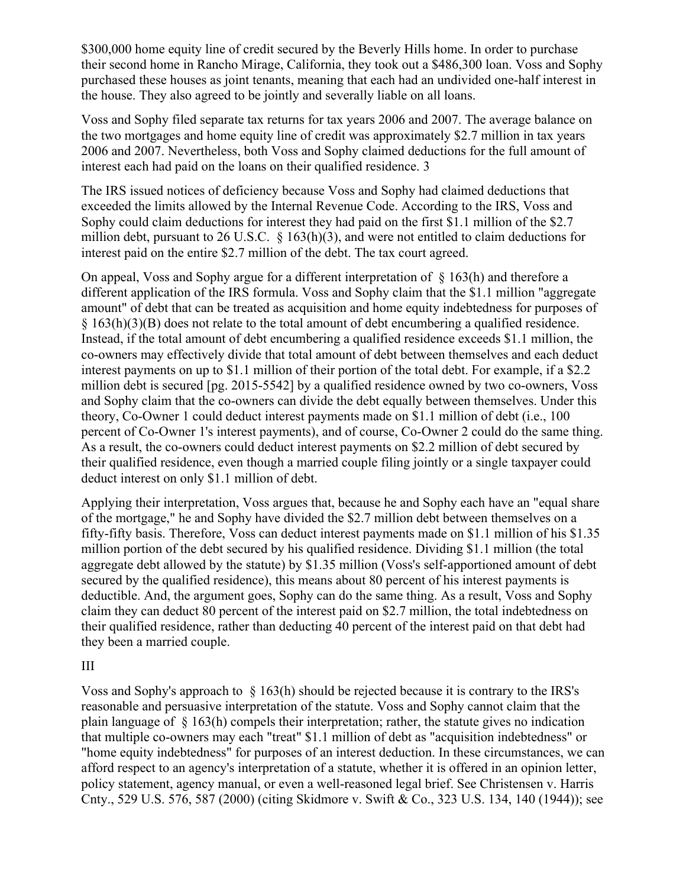$300,000 home equity line of credit secured by the Beverly Hills home. In order to purchase their second home in Rancho Mirage, California, they took out a $486,300 loan. Voss and Sophy purchased these houses as joint tenants, meaning that each had an undivided one-half interest in the house. They also agreed to be jointly and severally liable on all loans.

Voss and Sophy filed separate tax returns for tax years 2006 and 2007. The average balance on the two mortgages and home equity line of credit was approximately $2.7 million in tax years 2006 and 2007. Nevertheless, both Voss and Sophy claimed deductions for the full amount of interest each had paid on the loans on their qualified residence. 3

The IRS issued notices of deficiency because Voss and Sophy had claimed deductions that exceeded the limits allowed by the Internal Revenue Code. According to the IRS, Voss and Sophy could claim deductions for interest they had paid on the first $1.1 million of the $2.7 million debt, pursuant to 26 U.S.C. § 163(h)(3), and were not entitled to claim deductions for interest paid on the entire $2.7 million of the debt. The tax court agreed.

On appeal, Voss and Sophy argue for a different interpretation of § 163(h) and therefore a different application of the IRS formula. Voss and Sophy claim that the $1.1 million "aggregate amount" of debt that can be treated as acquisition and home equity indebtedness for purposes of § 163(h)(3)(B) does not relate to the total amount of debt encumbering a qualified residence. Instead, if the total amount of debt encumbering a qualified residence exceeds $1.1 million, the co-owners may effectively divide that total amount of debt between themselves and each deduct interest payments on up to $1.1 million of their portion of the total debt. For example, if a $2.2 million debt is secured [pg. 2015-5542] by a qualified residence owned by two co-owners, Voss and Sophy claim that the co-owners can divide the debt equally between themselves. Under this theory, Co-Owner 1 could deduct interest payments made on $1.1 million of debt (i.e., 100 percent of Co-Owner 1's interest payments), and of course, Co-Owner 2 could do the same thing. As a result, the co-owners could deduct interest payments on $2.2 million of debt secured by their qualified residence, even though a married couple filing jointly or a single taxpayer could deduct interest on only $1.1 million of debt.

Applying their interpretation, Voss argues that, because he and Sophy each have an "equal share of the mortgage," he and Sophy have divided the $2.7 million debt between themselves on a fifty-fifty basis. Therefore, Voss can deduct interest payments made on $1.1 million of his $1.35 million portion of the debt secured by his qualified residence. Dividing $1.1 million (the total aggregate debt allowed by the statute) by $1.35 million (Voss's self-apportioned amount of debt secured by the qualified residence), this means about 80 percent of his interest payments is deductible. And, the argument goes, Sophy can do the same thing. As a result, Voss and Sophy claim they can deduct 80 percent of the interest paid on $2.7 million, the total indebtedness on their qualified residence, rather than deducting 40 percent of the interest paid on that debt had they been a married couple.

III

Voss and Sophy's approach to § 163(h) should be rejected because it is contrary to the IRS's reasonable and persuasive interpretation of the statute. Voss and Sophy cannot claim that the plain language of § 163(h) compels their interpretation; rather, the statute gives no indication that multiple co-owners may each "treat" $1.1 million of debt as "acquisition indebtedness" or "home equity indebtedness" for purposes of an interest deduction. In these circumstances, we can afford respect to an agency's interpretation of a statute, whether it is offered in an opinion letter, policy statement, agency manual, or even a well-reasoned legal brief. See Christensen v. Harris Cnty., 529 U.S. 576, 587 (2000) (citing Skidmore v. Swift & Co., 323 U.S. 134, 140 (1944)); see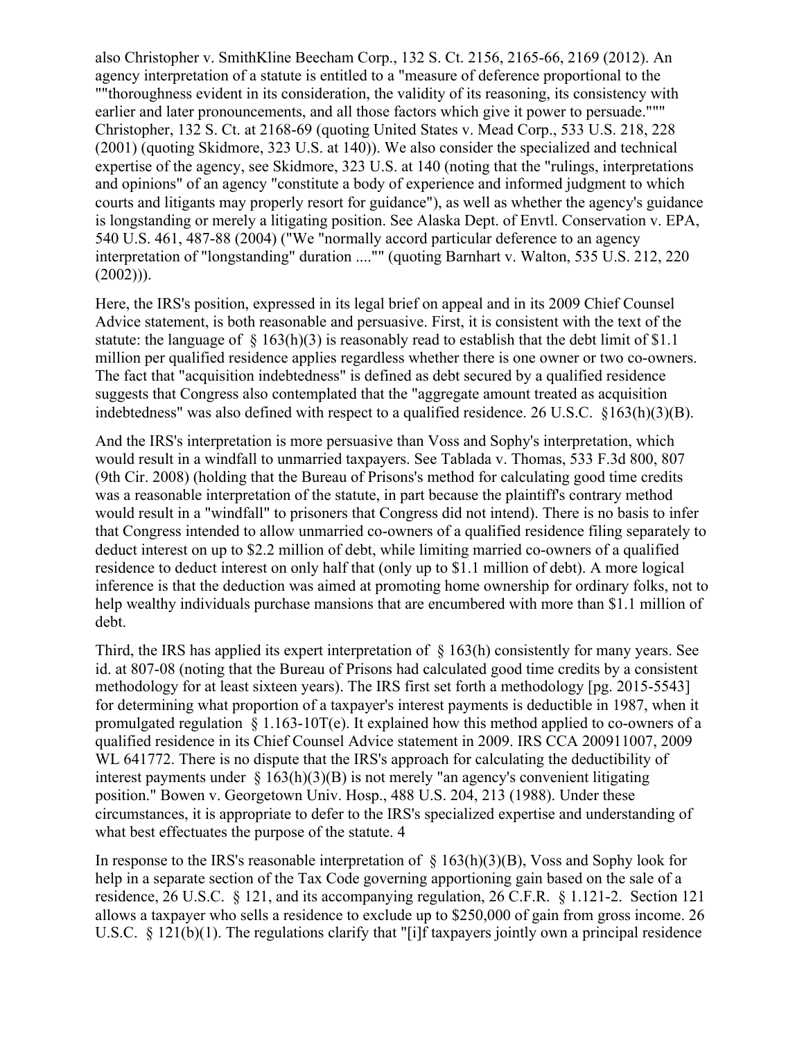also Christopher v. SmithKline Beecham Corp., 132 S. Ct. 2156, 2165-66, 2169 (2012). An agency interpretation of a statute is entitled to a "measure of deference proportional to the ""thoroughness evident in its consideration, the validity of its reasoning, its consistency with earlier and later pronouncements, and all those factors which give it power to persuade."""  Christopher, 132 S. Ct. at 2168-69 (quoting United States v. Mead Corp., 533 U.S. 218, 228 (2001) (quoting Skidmore, 323 U.S. at 140)). We also consider the specialized and technical expertise of the agency, see Skidmore, 323 U.S. at 140 (noting that the "rulings, interpretations and opinions" of an agency "constitute a body of experience and informed judgment to which courts and litigants may properly resort for guidance"), as well as whether the agency's guidance is longstanding or merely a litigating position. See Alaska Dept. of Envtl. Conservation v. EPA, 540 U.S. 461, 487-88 (2004) ("We "normally accord particular deference to an agency interpretation of "longstanding" duration ...."" (quoting Barnhart v. Walton, 535 U.S. 212, 220 (2002))).

Here, the IRS's position, expressed in its legal brief on appeal and in its 2009 Chief Counsel Advice statement, is both reasonable and persuasive. First, it is consistent with the text of the statute: the language of § 163(h)(3) is reasonably read to establish that the debt limit of $1.1 million per qualified residence applies regardless whether there is one owner or two co-owners. The fact that "acquisition indebtedness" is defined as debt secured by a qualified residence suggests that Congress also contemplated that the "aggregate amount treated as acquisition indebtedness" was also defined with respect to a qualified residence. 26 U.S.C. §163(h)(3)(B).

And the IRS's interpretation is more persuasive than Voss and Sophy's interpretation, which would result in a windfall to unmarried taxpayers. See Tablada v. Thomas, 533 F.3d 800, 807 (9th Cir. 2008) (holding that the Bureau of Prisons's method for calculating good time credits was a reasonable interpretation of the statute, in part because the plaintiff's contrary method would result in a "windfall" to prisoners that Congress did not intend). There is no basis to infer that Congress intended to allow unmarried co-owners of a qualified residence filing separately to deduct interest on up to $2.2 million of debt, while limiting married co-owners of a qualified residence to deduct interest on only half that (only up to $1.1 million of debt). A more logical inference is that the deduction was aimed at promoting home ownership for ordinary folks, not to help wealthy individuals purchase mansions that are encumbered with more than $1.1 million of debt.

Third, the IRS has applied its expert interpretation of § 163(h) consistently for many years. See id. at 807-08 (noting that the Bureau of Prisons had calculated good time credits by a consistent methodology for at least sixteen years). The IRS first set forth a methodology [pg. 2015-5543] for determining what proportion of a taxpayer's interest payments is deductible in 1987, when it promulgated regulation § 1.163-10T(e). It explained how this method applied to co-owners of a qualified residence in its Chief Counsel Advice statement in 2009. IRS CCA 200911007, 2009 WL 641772. There is no dispute that the IRS's approach for calculating the deductibility of interest payments under § 163(h)(3)(B) is not merely "an agency's convenient litigating position." Bowen v. Georgetown Univ. Hosp., 488 U.S. 204, 213 (1988). Under these circumstances, it is appropriate to defer to the IRS's specialized expertise and understanding of what best effectuates the purpose of the statute. 4

In response to the IRS's reasonable interpretation of § 163(h)(3)(B), Voss and Sophy look for help in a separate section of the Tax Code governing apportioning gain based on the sale of a residence, 26 U.S.C. § 121, and its accompanying regulation, 26 C.F.R. § 1.121-2. Section 121 allows a taxpayer who sells a residence to exclude up to $250,000 of gain from gross income. 26 U.S.C. § 121(b)(1). The regulations clarify that "[i]f taxpayers jointly own a principal residence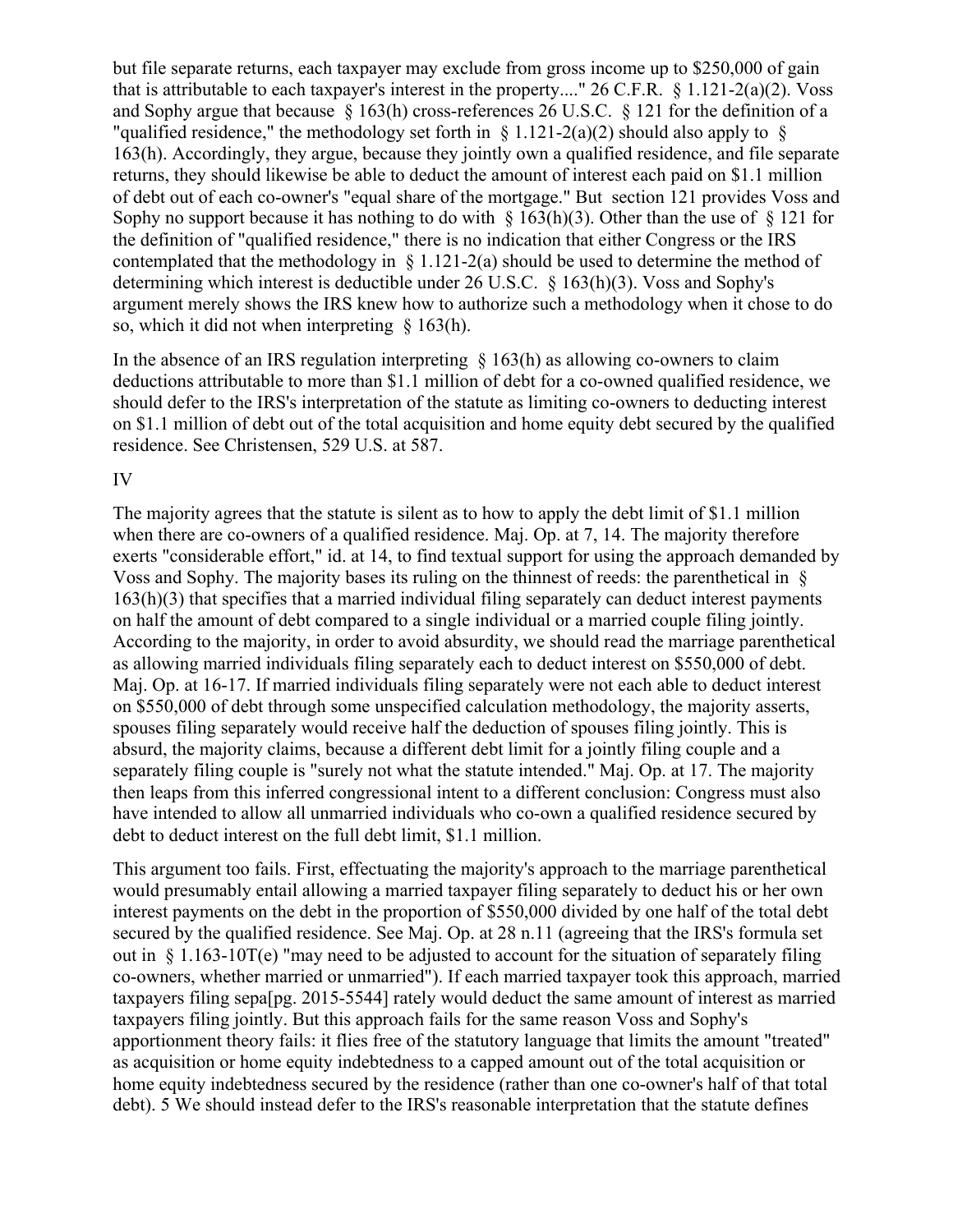but file separate returns, each taxpayer may exclude from gross income up to $250,000 of gain that is attributable to each taxpayer's interest in the property...." 26 C.F.R. § 1.121-2(a)(2). Voss and Sophy argue that because § 163(h) cross-references 26 U.S.C. § 121 for the definition of a "qualified residence," the methodology set forth in § 1.121-2(a)(2) should also apply to § 163(h). Accordingly, they argue, because they jointly own a qualified residence, and file separate returns, they should likewise be able to deduct the amount of interest each paid on $1.1 million of debt out of each co-owner's "equal share of the mortgage." But section 121 provides Voss and Sophy no support because it has nothing to do with § 163(h)(3). Other than the use of § 121 for the definition of "qualified residence," there is no indication that either Congress or the IRS contemplated that the methodology in § 1.121-2(a) should be used to determine the method of determining which interest is deductible under 26 U.S.C. § 163(h)(3). Voss and Sophy's argument merely shows the IRS knew how to authorize such a methodology when it chose to do so, which it did not when interpreting § 163(h).

In the absence of an IRS regulation interpreting § 163(h) as allowing co-owners to claim deductions attributable to more than $1.1 million of debt for a co-owned qualified residence, we should defer to the IRS's interpretation of the statute as limiting co-owners to deducting interest on $1.1 million of debt out of the total acquisition and home equity debt secured by the qualified residence. See Christensen, 529 U.S. at 587.

IV

The majority agrees that the statute is silent as to how to apply the debt limit of $1.1 million when there are co-owners of a qualified residence. Maj. Op. at 7, 14. The majority therefore exerts "considerable effort," id. at 14, to find textual support for using the approach demanded by Voss and Sophy. The majority bases its ruling on the thinnest of reeds: the parenthetical in § 163(h)(3) that specifies that a married individual filing separately can deduct interest payments on half the amount of debt compared to a single individual or a married couple filing jointly. According to the majority, in order to avoid absurdity, we should read the marriage parenthetical as allowing married individuals filing separately each to deduct interest on $550,000 of debt. Maj. Op. at 16-17. If married individuals filing separately were not each able to deduct interest on $550,000 of debt through some unspecified calculation methodology, the majority asserts, spouses filing separately would receive half the deduction of spouses filing jointly. This is absurd, the majority claims, because a different debt limit for a jointly filing couple and a separately filing couple is "surely not what the statute intended." Maj. Op. at 17. The majority then leaps from this inferred congressional intent to a different conclusion: Congress must also have intended to allow all unmarried individuals who co-own a qualified residence secured by debt to deduct interest on the full debt limit, $1.1 million.

This argument too fails. First, effectuating the majority's approach to the marriage parenthetical would presumably entail allowing a married taxpayer filing separately to deduct his or her own interest payments on the debt in the proportion of $550,000 divided by one half of the total debt secured by the qualified residence. See Maj. Op. at 28 n.11 (agreeing that the IRS's formula set out in § 1.163-10T(e) "may need to be adjusted to account for the situation of separately filing co-owners, whether married or unmarried"). If each married taxpayer took this approach, married taxpayers filing sepa[pg. 2015-5544] rately would deduct the same amount of interest as married taxpayers filing jointly. But this approach fails for the same reason Voss and Sophy's apportionment theory fails: it flies free of the statutory language that limits the amount "treated" as acquisition or home equity indebtedness to a capped amount out of the total acquisition or home equity indebtedness secured by the residence (rather than one co-owner's half of that total debt). 5 We should instead defer to the IRS's reasonable interpretation that the statute defines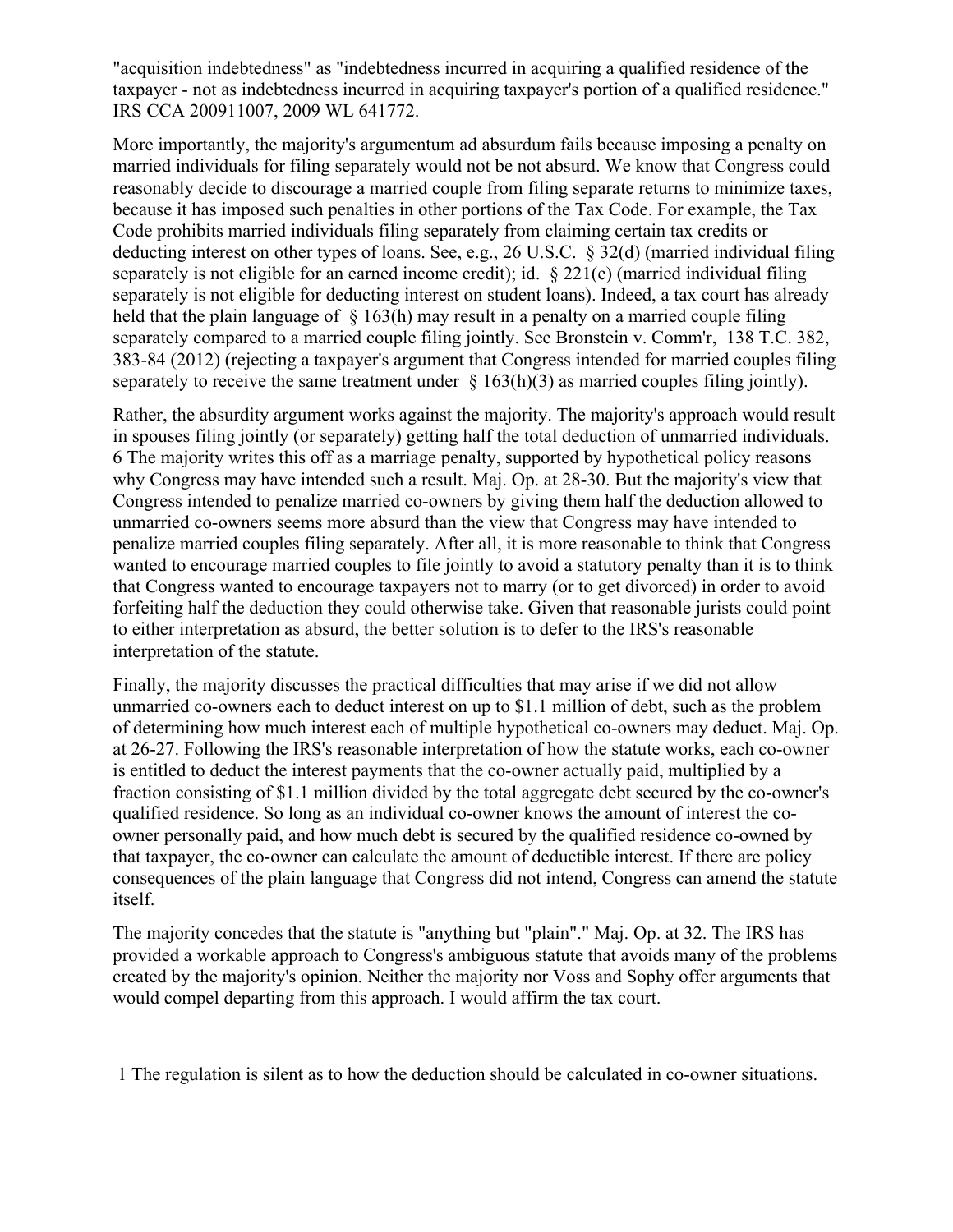"acquisition indebtedness" as "indebtedness incurred in acquiring a qualified residence of the taxpayer - not as indebtedness incurred in acquiring taxpayer's portion of a qualified residence." IRS CCA 200911007, 2009 WL 641772.

More importantly, the majority's argumentum ad absurdum fails because imposing a penalty on married individuals for filing separately would not be not absurd. We know that Congress could reasonably decide to discourage a married couple from filing separate returns to minimize taxes, because it has imposed such penalties in other portions of the Tax Code. For example, the Tax Code prohibits married individuals filing separately from claiming certain tax credits or deducting interest on other types of loans. See, e.g., 26 U.S.C. § 32(d) (married individual filing separately is not eligible for an earned income credit); id. § 221(e) (married individual filing separately is not eligible for deducting interest on student loans). Indeed, a tax court has already held that the plain language of § 163(h) may result in a penalty on a married couple filing separately compared to a married couple filing jointly. See Bronstein v. Comm'r, 138 T.C. 382, 383-84 (2012) (rejecting a taxpayer's argument that Congress intended for married couples filing separately to receive the same treatment under § 163(h)(3) as married couples filing jointly).

Rather, the absurdity argument works against the majority. The majority's approach would result in spouses filing jointly (or separately) getting half the total deduction of unmarried individuals. 6 The majority writes this off as a marriage penalty, supported by hypothetical policy reasons why Congress may have intended such a result. Maj. Op. at 28-30. But the majority's view that Congress intended to penalize married co-owners by giving them half the deduction allowed to unmarried co-owners seems more absurd than the view that Congress may have intended to penalize married couples filing separately. After all, it is more reasonable to think that Congress wanted to encourage married couples to file jointly to avoid a statutory penalty than it is to think that Congress wanted to encourage taxpayers not to marry (or to get divorced) in order to avoid forfeiting half the deduction they could otherwise take. Given that reasonable jurists could point to either interpretation as absurd, the better solution is to defer to the IRS's reasonable interpretation of the statute.

Finally, the majority discusses the practical difficulties that may arise if we did not allow unmarried co-owners each to deduct interest on up to $1.1 million of debt, such as the problem of determining how much interest each of multiple hypothetical co-owners may deduct. Maj. Op. at 26-27. Following the IRS's reasonable interpretation of how the statute works, each co-owner is entitled to deduct the interest payments that the co-owner actually paid, multiplied by a fraction consisting of $1.1 million divided by the total aggregate debt secured by the co-owner's qualified residence. So long as an individual co-owner knows the amount of interest the co-owner personally paid, and how much debt is secured by the qualified residence co-owned by that taxpayer, the co-owner can calculate the amount of deductible interest. If there are policy consequences of the plain language that Congress did not intend, Congress can amend the statute itself.

The majority concedes that the statute is "anything but "plain"." Maj. Op. at 32. The IRS has provided a workable approach to Congress's ambiguous statute that avoids many of the problems created by the majority's opinion. Neither the majority nor Voss and Sophy offer arguments that would compel departing from this approach. I would affirm the tax court.

1 The regulation is silent as to how the deduction should be calculated in co-owner situations.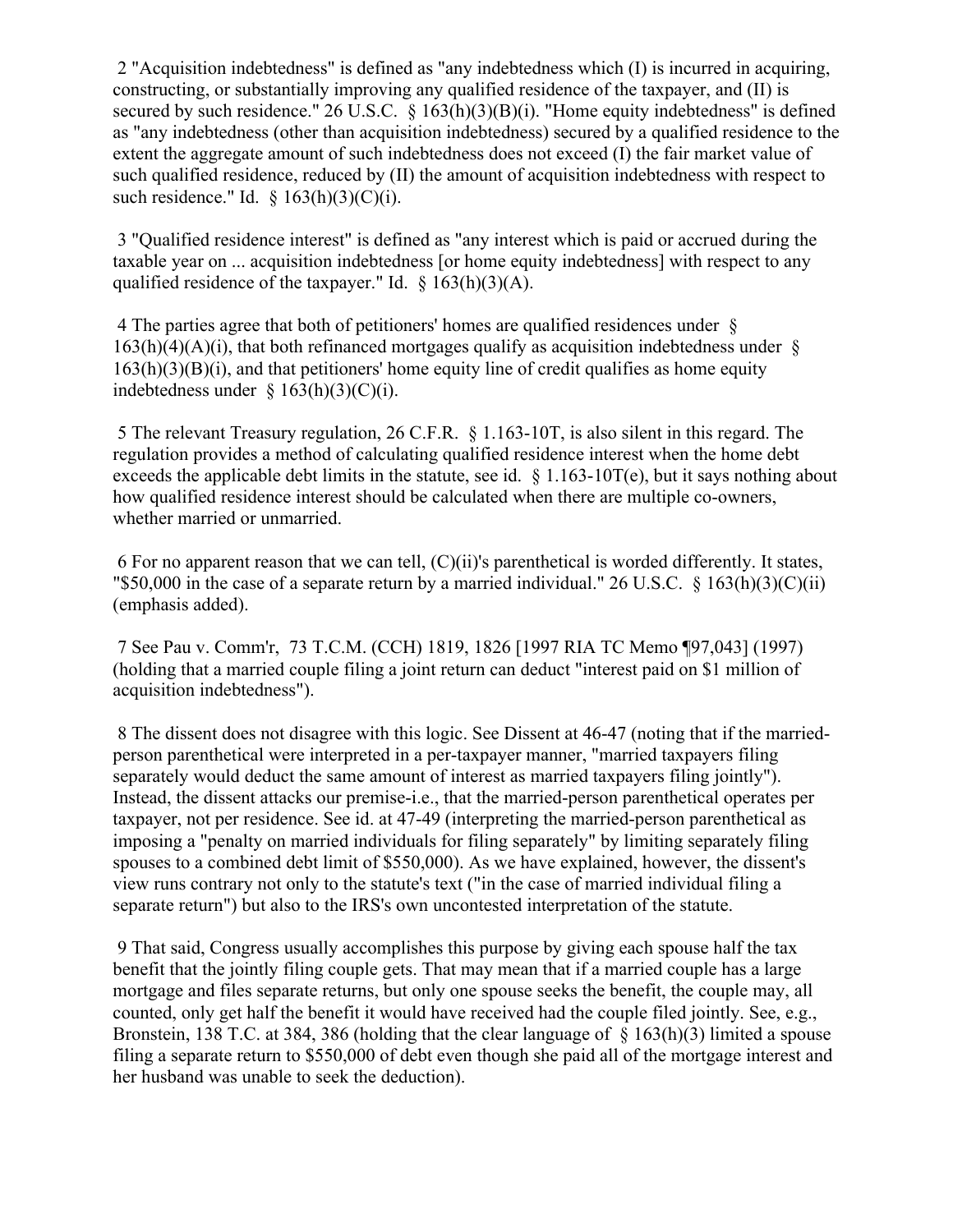2 "Acquisition indebtedness" is defined as "any indebtedness which (I) is incurred in acquiring, constructing, or substantially improving any qualified residence of the taxpayer, and (II) is secured by such residence." 26 U.S.C. § 163(h)(3)(B)(i). "Home equity indebtedness" is defined as "any indebtedness (other than acquisition indebtedness) secured by a qualified residence to the extent the aggregate amount of such indebtedness does not exceed (I) the fair market value of such qualified residence, reduced by (II) the amount of acquisition indebtedness with respect to such residence." Id. § 163(h)(3)(C)(i).

3 "Qualified residence interest" is defined as "any interest which is paid or accrued during the taxable year on ... acquisition indebtedness [or home equity indebtedness] with respect to any qualified residence of the taxpayer." Id. § 163(h)(3)(A).

4 The parties agree that both of petitioners' homes are qualified residences under § 163(h)(4)(A)(i), that both refinanced mortgages qualify as acquisition indebtedness under § 163(h)(3)(B)(i), and that petitioners' home equity line of credit qualifies as home equity indebtedness under § 163(h)(3)(C)(i).

5 The relevant Treasury regulation, 26 C.F.R. § 1.163-10T, is also silent in this regard. The regulation provides a method of calculating qualified residence interest when the home debt exceeds the applicable debt limits in the statute, see id. § 1.163-10T(e), but it says nothing about how qualified residence interest should be calculated when there are multiple co-owners, whether married or unmarried.

6 For no apparent reason that we can tell, (C)(ii)'s parenthetical is worded differently. It states, "$50,000 in the case of a separate return by a married individual." 26 U.S.C. § 163(h)(3)(C)(ii) (emphasis added).

7 See Pau v. Comm'r, 73 T.C.M. (CCH) 1819, 1826 [1997 RIA TC Memo ¶97,043] (1997) (holding that a married couple filing a joint return can deduct "interest paid on $1 million of acquisition indebtedness").

8 The dissent does not disagree with this logic. See Dissent at 46-47 (noting that if the married-person parenthetical were interpreted in a per-taxpayer manner, "married taxpayers filing separately would deduct the same amount of interest as married taxpayers filing jointly"). Instead, the dissent attacks our premise-i.e., that the married-person parenthetical operates per taxpayer, not per residence. See id. at 47-49 (interpreting the married-person parenthetical as imposing a "penalty on married individuals for filing separately" by limiting separately filing spouses to a combined debt limit of $550,000). As we have explained, however, the dissent's view runs contrary not only to the statute's text ("in the case of married individual filing a separate return") but also to the IRS's own uncontested interpretation of the statute.

9 That said, Congress usually accomplishes this purpose by giving each spouse half the tax benefit that the jointly filing couple gets. That may mean that if a married couple has a large mortgage and files separate returns, but only one spouse seeks the benefit, the couple may, all counted, only get half the benefit it would have received had the couple filed jointly. See, e.g., Bronstein, 138 T.C. at 384, 386 (holding that the clear language of § 163(h)(3) limited a spouse filing a separate return to $550,000 of debt even though she paid all of the mortgage interest and her husband was unable to seek the deduction).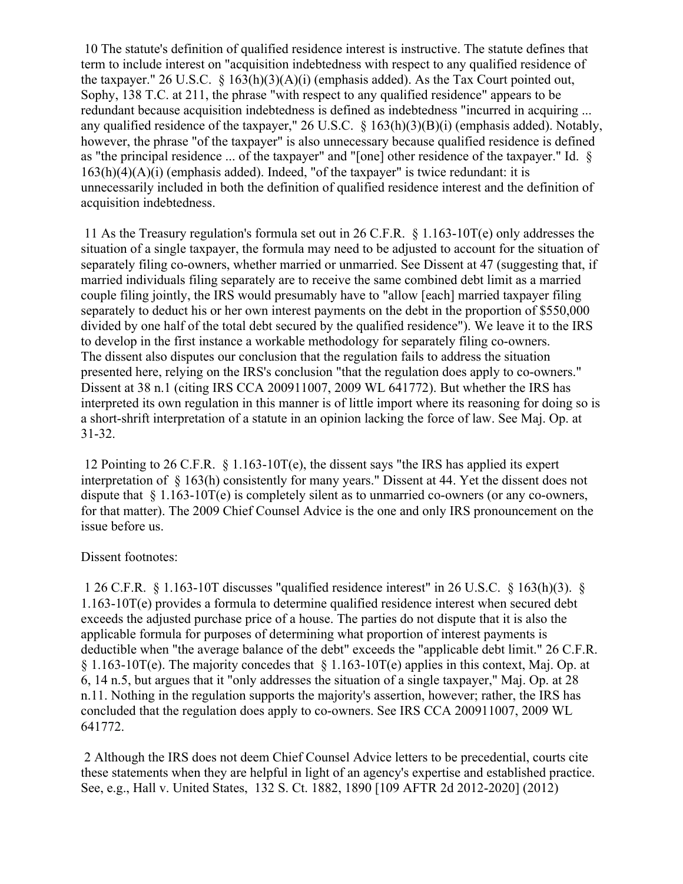10 The statute's definition of qualified residence interest is instructive. The statute defines that term to include interest on "acquisition indebtedness with respect to any qualified residence of the taxpayer." 26 U.S.C. § 163(h)(3)(A)(i) (emphasis added). As the Tax Court pointed out, Sophy, 138 T.C. at 211, the phrase "with respect to any qualified residence" appears to be redundant because acquisition indebtedness is defined as indebtedness "incurred in acquiring ... any qualified residence of the taxpayer," 26 U.S.C. § 163(h)(3)(B)(i) (emphasis added). Notably, however, the phrase "of the taxpayer" is also unnecessary because qualified residence is defined as "the principal residence ... of the taxpayer" and "[one] other residence of the taxpayer." Id. § 163(h)(4)(A)(i) (emphasis added). Indeed, "of the taxpayer" is twice redundant: it is unnecessarily included in both the definition of qualified residence interest and the definition of acquisition indebtedness.

11 As the Treasury regulation's formula set out in 26 C.F.R. § 1.163-10T(e) only addresses the situation of a single taxpayer, the formula may need to be adjusted to account for the situation of separately filing co-owners, whether married or unmarried. See Dissent at 47 (suggesting that, if married individuals filing separately are to receive the same combined debt limit as a married couple filing jointly, the IRS would presumably have to "allow [each] married taxpayer filing separately to deduct his or her own interest payments on the debt in the proportion of $550,000 divided by one half of the total debt secured by the qualified residence"). We leave it to the IRS to develop in the first instance a workable methodology for separately filing co-owners.
The dissent also disputes our conclusion that the regulation fails to address the situation presented here, relying on the IRS's conclusion "that the regulation does apply to co-owners." Dissent at 38 n.1 (citing IRS CCA 200911007, 2009 WL 641772). But whether the IRS has interpreted its own regulation in this manner is of little import where its reasoning for doing so is a short-shrift interpretation of a statute in an opinion lacking the force of law. See Maj. Op. at 31-32.

12 Pointing to 26 C.F.R. § 1.163-10T(e), the dissent says "the IRS has applied its expert interpretation of § 163(h) consistently for many years." Dissent at 44. Yet the dissent does not dispute that § 1.163-10T(e) is completely silent as to unmarried co-owners (or any co-owners, for that matter). The 2009 Chief Counsel Advice is the one and only IRS pronouncement on the issue before us.

Dissent footnotes:

1 26 C.F.R. § 1.163-10T discusses "qualified residence interest" in 26 U.S.C. § 163(h)(3). § 1.163-10T(e) provides a formula to determine qualified residence interest when secured debt exceeds the adjusted purchase price of a house. The parties do not dispute that it is also the applicable formula for purposes of determining what proportion of interest payments is deductible when "the average balance of the debt" exceeds the "applicable debt limit." 26 C.F.R. § 1.163-10T(e). The majority concedes that § 1.163-10T(e) applies in this context, Maj. Op. at 6, 14 n.5, but argues that it "only addresses the situation of a single taxpayer," Maj. Op. at 28 n.11. Nothing in the regulation supports the majority's assertion, however; rather, the IRS has concluded that the regulation does apply to co-owners. See IRS CCA 200911007, 2009 WL 641772.

2 Although the IRS does not deem Chief Counsel Advice letters to be precedential, courts cite these statements when they are helpful in light of an agency's expertise and established practice. See, e.g., Hall v. United States, 132 S. Ct. 1882, 1890 [109 AFTR 2d 2012-2020] (2012)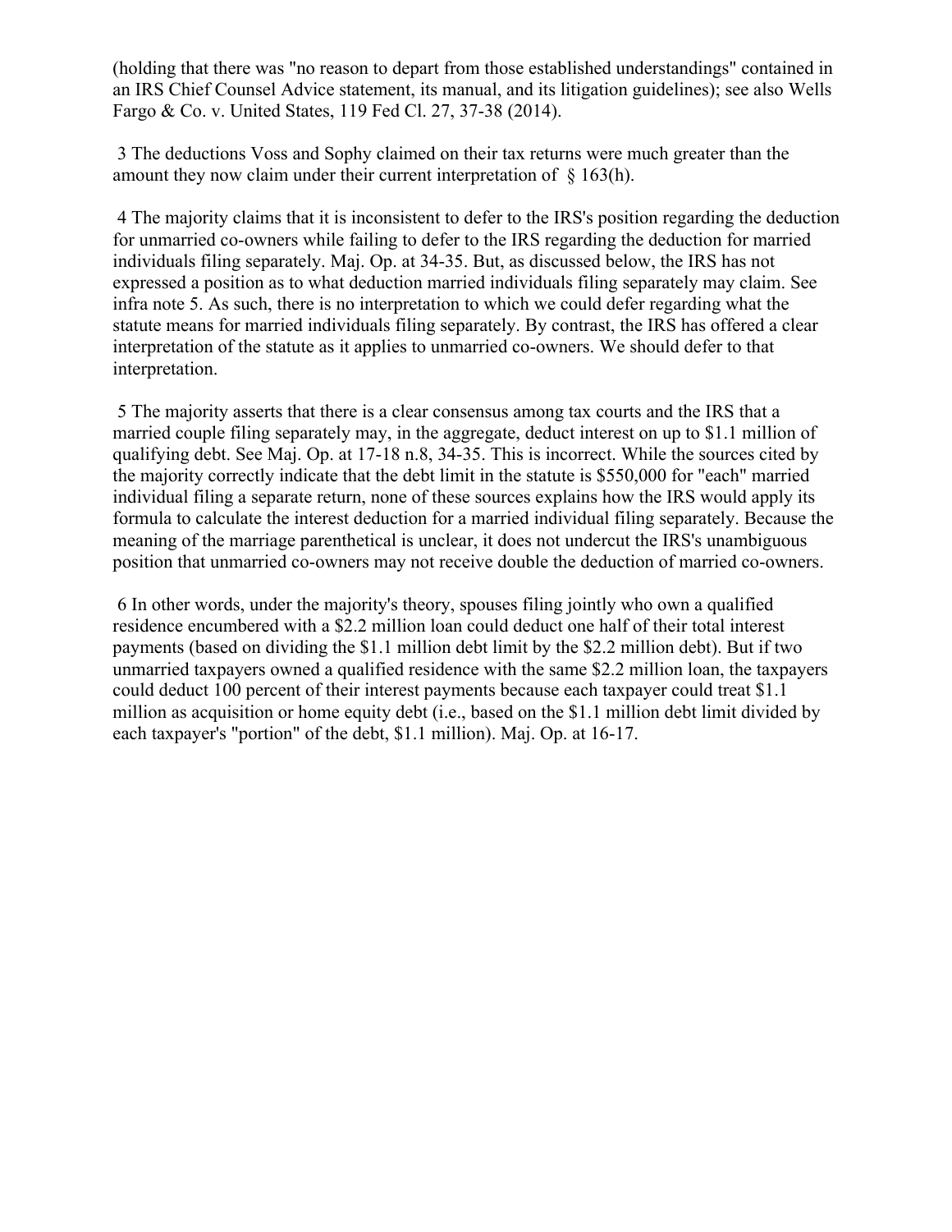(holding that there was "no reason to depart from those established understandings" contained in an IRS Chief Counsel Advice statement, its manual, and its litigation guidelines); see also Wells Fargo & Co. v. United States, 119 Fed Cl. 27, 37-38 (2014).

3 The deductions Voss and Sophy claimed on their tax returns were much greater than the amount they now claim under their current interpretation of § 163(h).

4 The majority claims that it is inconsistent to defer to the IRS's position regarding the deduction for unmarried co-owners while failing to defer to the IRS regarding the deduction for married individuals filing separately. Maj. Op. at 34-35. But, as discussed below, the IRS has not expressed a position as to what deduction married individuals filing separately may claim. See infra note 5. As such, there is no interpretation to which we could defer regarding what the statute means for married individuals filing separately. By contrast, the IRS has offered a clear interpretation of the statute as it applies to unmarried co-owners. We should defer to that interpretation.

5 The majority asserts that there is a clear consensus among tax courts and the IRS that a married couple filing separately may, in the aggregate, deduct interest on up to $1.1 million of qualifying debt. See Maj. Op. at 17-18 n.8, 34-35. This is incorrect. While the sources cited by the majority correctly indicate that the debt limit in the statute is $550,000 for "each" married individual filing a separate return, none of these sources explains how the IRS would apply its formula to calculate the interest deduction for a married individual filing separately. Because the meaning of the marriage parenthetical is unclear, it does not undercut the IRS's unambiguous position that unmarried co-owners may not receive double the deduction of married co-owners.

6 In other words, under the majority's theory, spouses filing jointly who own a qualified residence encumbered with a $2.2 million loan could deduct one half of their total interest payments (based on dividing the $1.1 million debt limit by the $2.2 million debt). But if two unmarried taxpayers owned a qualified residence with the same $2.2 million loan, the taxpayers could deduct 100 percent of their interest payments because each taxpayer could treat $1.1 million as acquisition or home equity debt (i.e., based on the $1.1 million debt limit divided by each taxpayer's "portion" of the debt, $1.1 million). Maj. Op. at 16-17.